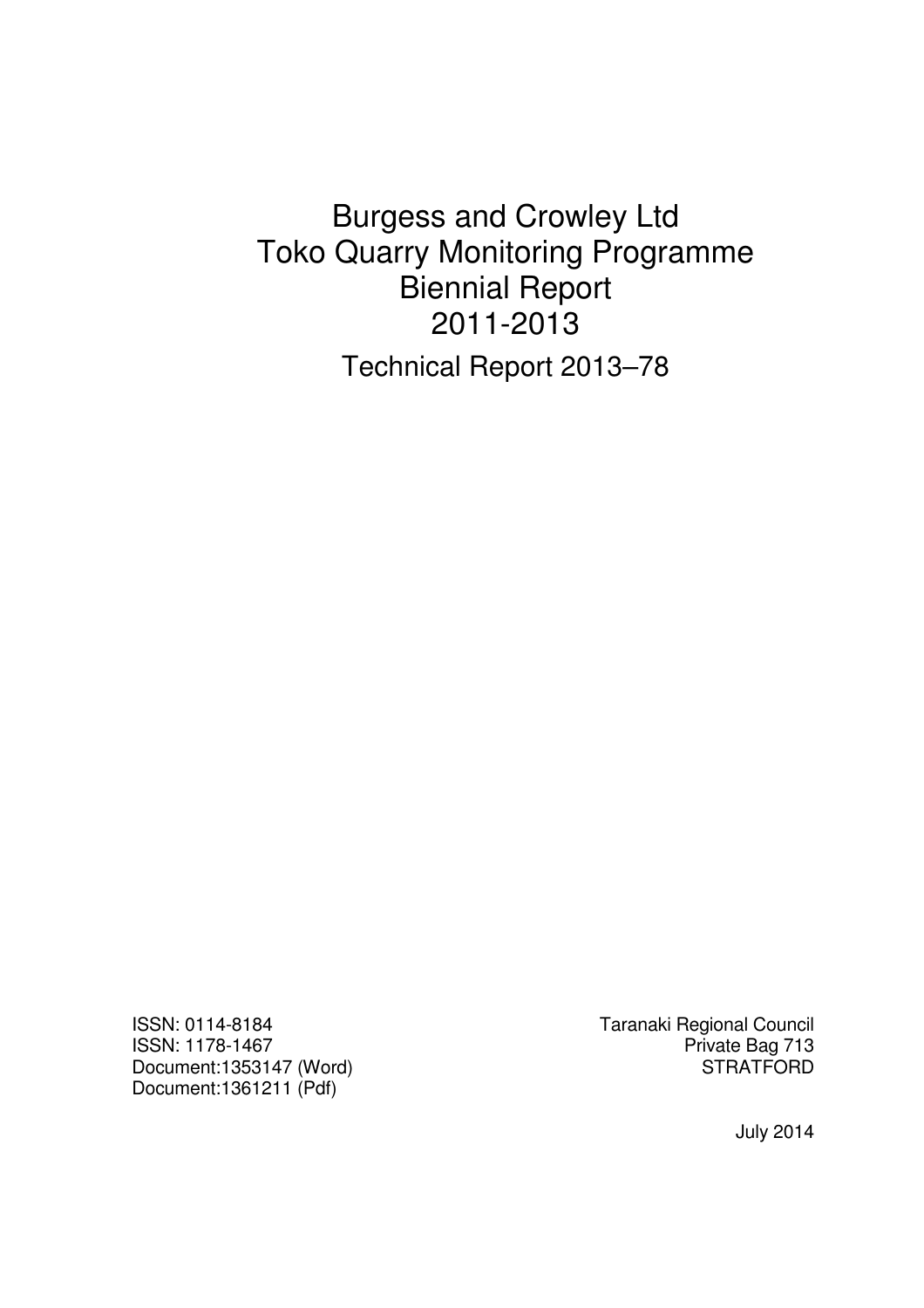# Burgess and Crowley Ltd
# Toko Quarry Monitoring Programme
# Biennial Report
# 2011-2013

## Technical Report 2013–78

ISSN: 0114-8184
ISSN: 1178-1467
Document:1353147 (Word)
Document:1361211 (Pdf)

Taranaki Regional Council
Private Bag 713
STRATFORD

July 2014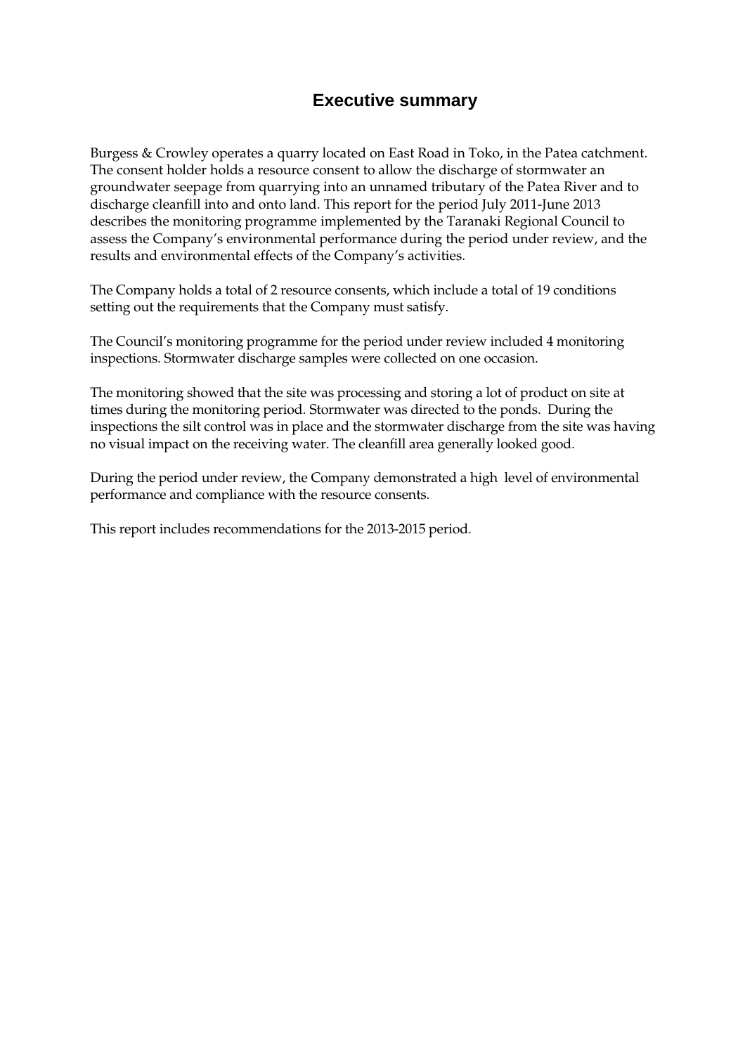# Executive summary

Burgess & Crowley operates a quarry located on East Road in Toko, in the Patea catchment. The consent holder holds a resource consent to allow the discharge of stormwater an groundwater seepage from quarrying into an unnamed tributary of the Patea River and to discharge cleanfill into and onto land. This report for the period July 2011-June 2013 describes the monitoring programme implemented by the Taranaki Regional Council to assess the Company's environmental performance during the period under review, and the results and environmental effects of the Company's activities.

The Company holds a total of 2 resource consents, which include a total of 19 conditions setting out the requirements that the Company must satisfy.

The Council's monitoring programme for the period under review included 4 monitoring inspections. Stormwater discharge samples were collected on one occasion.

The monitoring showed that the site was processing and storing a lot of product on site at times during the monitoring period. Stormwater was directed to the ponds. During the inspections the silt control was in place and the stormwater discharge from the site was having no visual impact on the receiving water. The cleanfill area generally looked good.

During the period under review, the Company demonstrated a high level of environmental performance and compliance with the resource consents.

This report includes recommendations for the 2013-2015 period.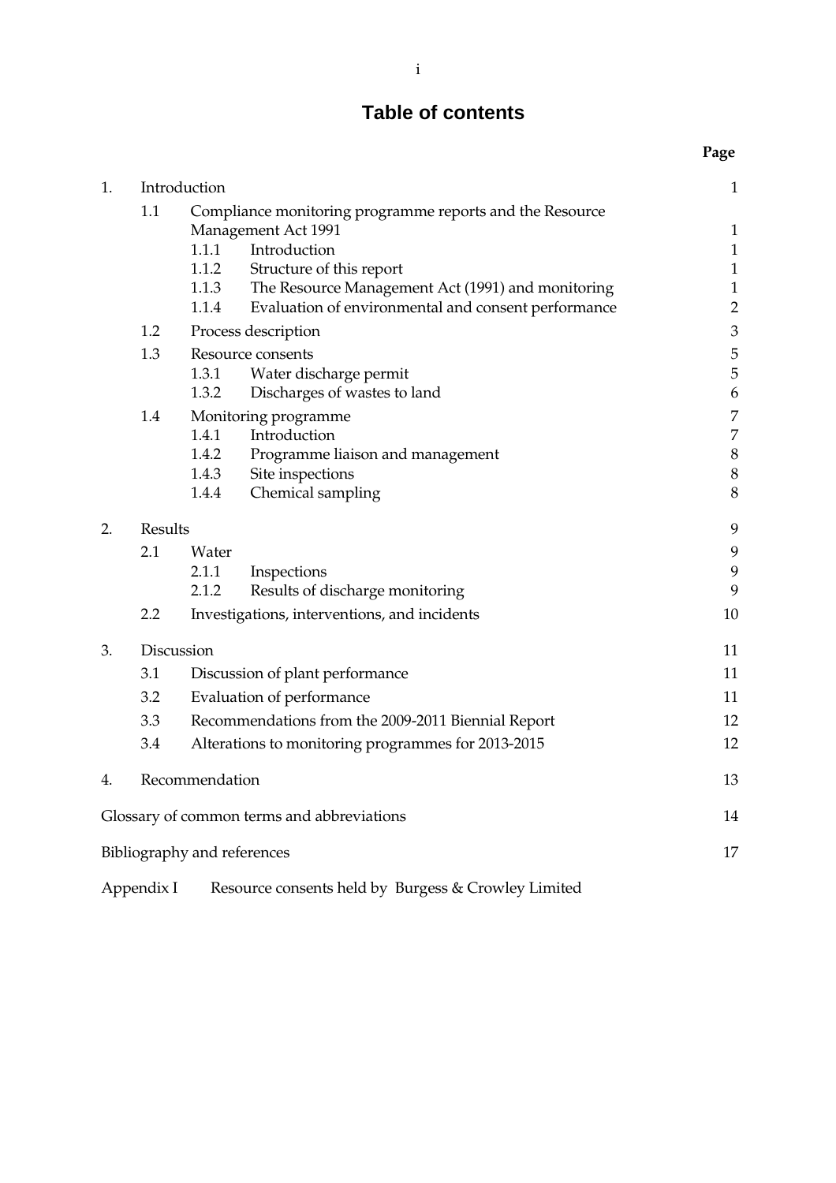# Table of contents

| | | | Page |
|---|---|---|---|
| 1. | Introduction | | 1 |
| | 1.1 | Compliance monitoring programme reports and the Resource Management Act 1991 | 1 |
| | | 1.1.1 Introduction | 1 |
| | | 1.1.2 Structure of this report | 1 |
| | | 1.1.3 The Resource Management Act (1991) and monitoring | 1 |
| | | 1.1.4 Evaluation of environmental and consent performance | 2 |
| | 1.2 | Process description | 3 |
| | 1.3 | Resource consents | 5 |
| | | 1.3.1 Water discharge permit | 5 |
| | | 1.3.2 Discharges of wastes to land | 6 |
| | 1.4 | Monitoring programme | 7 |
| | | 1.4.1 Introduction | 7 |
| | | 1.4.2 Programme liaison and management | 8 |
| | | 1.4.3 Site inspections | 8 |
| | | 1.4.4 Chemical sampling | 8 |
| 2. | Results | | 9 |
| | 2.1 | Water | 9 |
| | | 2.1.1 Inspections | 9 |
| | | 2.1.2 Results of discharge monitoring | 9 |
| | 2.2 | Investigations, interventions, and incidents | 10 |
| 3. | Discussion | | 11 |
| | 3.1 | Discussion of plant performance | 11 |
| | 3.2 | Evaluation of performance | 11 |
| | 3.3 | Recommendations from the 2009-2011 Biennial Report | 12 |
| | 3.4 | Alterations to monitoring programmes for 2013-2015 | 12 |
| 4. | Recommendation | | 13 |
| Glossary of common terms and abbreviations | | | 14 |
| Bibliography and references | | | 17 |
| Appendix I | Resource consents held by Burgess & Crowley Limited | | |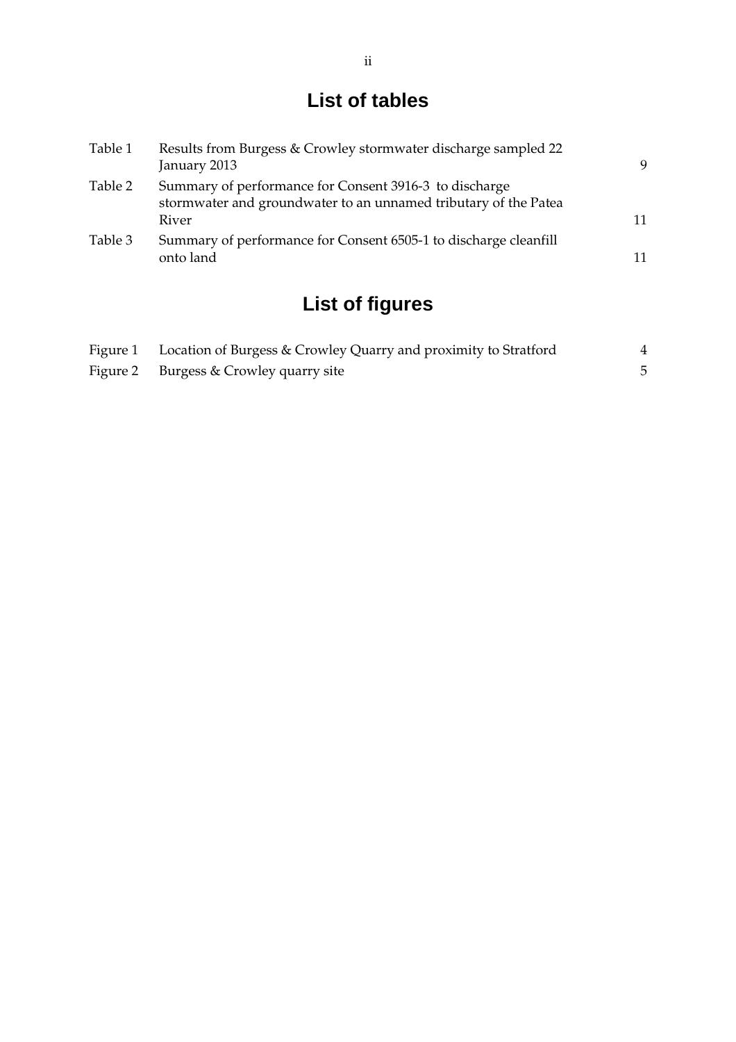## List of tables

| | | |
|---|---|---|
| Table 1 | Results from Burgess & Crowley stormwater discharge sampled 22 January 2013 | 9 |
| Table 2 | Summary of performance for Consent 3916-3 to discharge stormwater and groundwater to an unnamed tributary of the Patea River | 11 |
| Table 3 | Summary of performance for Consent 6505-1 to discharge cleanfill onto land | 11 |

## List of figures

| | | |
|---|---|---|
| Figure 1 | Location of Burgess & Crowley Quarry and proximity to Stratford | 4 |
| Figure 2 | Burgess & Crowley quarry site | 5 |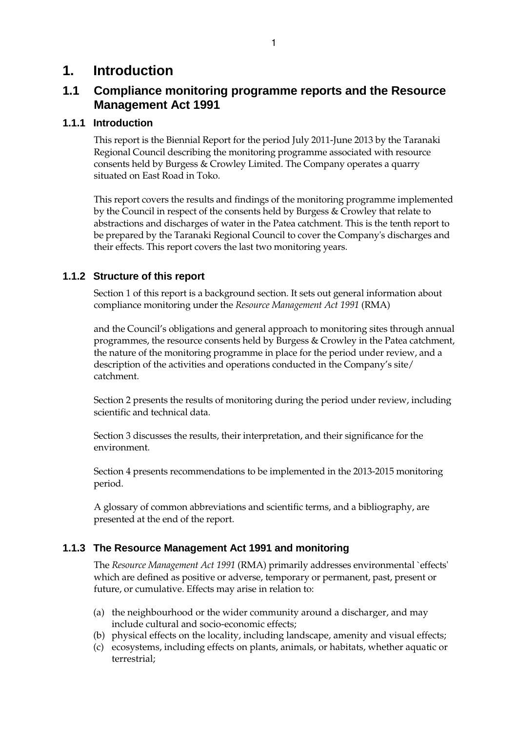# 1. Introduction

## 1.1 Compliance monitoring programme reports and the Resource Management Act 1991

### 1.1.1 Introduction

This report is the Biennial Report for the period July 2011-June 2013 by the Taranaki Regional Council describing the monitoring programme associated with resource consents held by Burgess & Crowley Limited. The Company operates a quarry situated on East Road in Toko.

This report covers the results and findings of the monitoring programme implemented by the Council in respect of the consents held by Burgess & Crowley that relate to abstractions and discharges of water in the Patea catchment. This is the tenth report to be prepared by the Taranaki Regional Council to cover the Company's discharges and their effects. This report covers the last two monitoring years.

### 1.1.2 Structure of this report

Section 1 of this report is a background section. It sets out general information about compliance monitoring under the *Resource Management Act 1991* (RMA)

and the Council's obligations and general approach to monitoring sites through annual programmes, the resource consents held by Burgess & Crowley in the Patea catchment, the nature of the monitoring programme in place for the period under review, and a description of the activities and operations conducted in the Company's site/ catchment.

Section 2 presents the results of monitoring during the period under review, including scientific and technical data.

Section 3 discusses the results, their interpretation, and their significance for the environment.

Section 4 presents recommendations to be implemented in the 2013-2015 monitoring period.

A glossary of common abbreviations and scientific terms, and a bibliography, are presented at the end of the report.

### 1.1.3 The Resource Management Act 1991 and monitoring

The *Resource Management Act 1991* (RMA) primarily addresses environmental `effects' which are defined as positive or adverse, temporary or permanent, past, present or future, or cumulative. Effects may arise in relation to:

(a) the neighbourhood or the wider community around a discharger, and may include cultural and socio-economic effects;
(b) physical effects on the locality, including landscape, amenity and visual effects;
(c) ecosystems, including effects on plants, animals, or habitats, whether aquatic or terrestrial;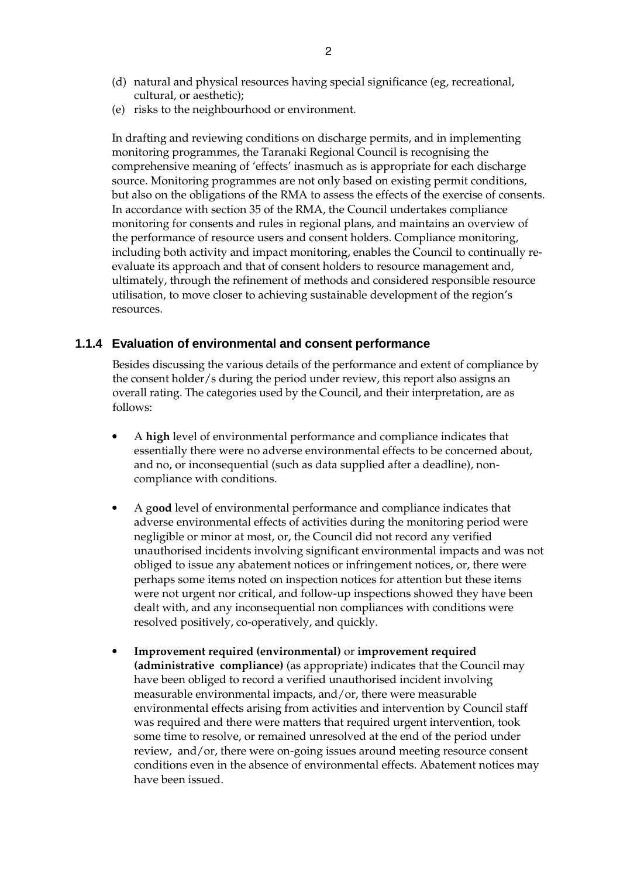(d) natural and physical resources having special significance (eg, recreational, cultural, or aesthetic);
(e) risks to the neighbourhood or environment.

In drafting and reviewing conditions on discharge permits, and in implementing monitoring programmes, the Taranaki Regional Council is recognising the comprehensive meaning of 'effects' inasmuch as is appropriate for each discharge source. Monitoring programmes are not only based on existing permit conditions, but also on the obligations of the RMA to assess the effects of the exercise of consents. In accordance with section 35 of the RMA, the Council undertakes compliance monitoring for consents and rules in regional plans, and maintains an overview of the performance of resource users and consent holders. Compliance monitoring, including both activity and impact monitoring, enables the Council to continually re-evaluate its approach and that of consent holders to resource management and, ultimately, through the refinement of methods and considered responsible resource utilisation, to move closer to achieving sustainable development of the region's resources.

### 1.1.4 Evaluation of environmental and consent performance

Besides discussing the various details of the performance and extent of compliance by the consent holder/s during the period under review, this report also assigns an overall rating. The categories used by the Council, and their interpretation, are as follows:

- A **high** level of environmental performance and compliance indicates that essentially there were no adverse environmental effects to be concerned about, and no, or inconsequential (such as data supplied after a deadline), non-compliance with conditions.

- A g**ood** level of environmental performance and compliance indicates that adverse environmental effects of activities during the monitoring period were negligible or minor at most, or, the Council did not record any verified unauthorised incidents involving significant environmental impacts and was not obliged to issue any abatement notices or infringement notices, or, there were perhaps some items noted on inspection notices for attention but these items were not urgent nor critical, and follow-up inspections showed they have been dealt with, and any inconsequential non compliances with conditions were resolved positively, co-operatively, and quickly.

- **Improvement required (environmental)** or **improvement required (administrative compliance)** (as appropriate) indicates that the Council may have been obliged to record a verified unauthorised incident involving measurable environmental impacts, and/or, there were measurable environmental effects arising from activities and intervention by Council staff was required and there were matters that required urgent intervention, took some time to resolve, or remained unresolved at the end of the period under review, and/or, there were on-going issues around meeting resource consent conditions even in the absence of environmental effects. Abatement notices may have been issued.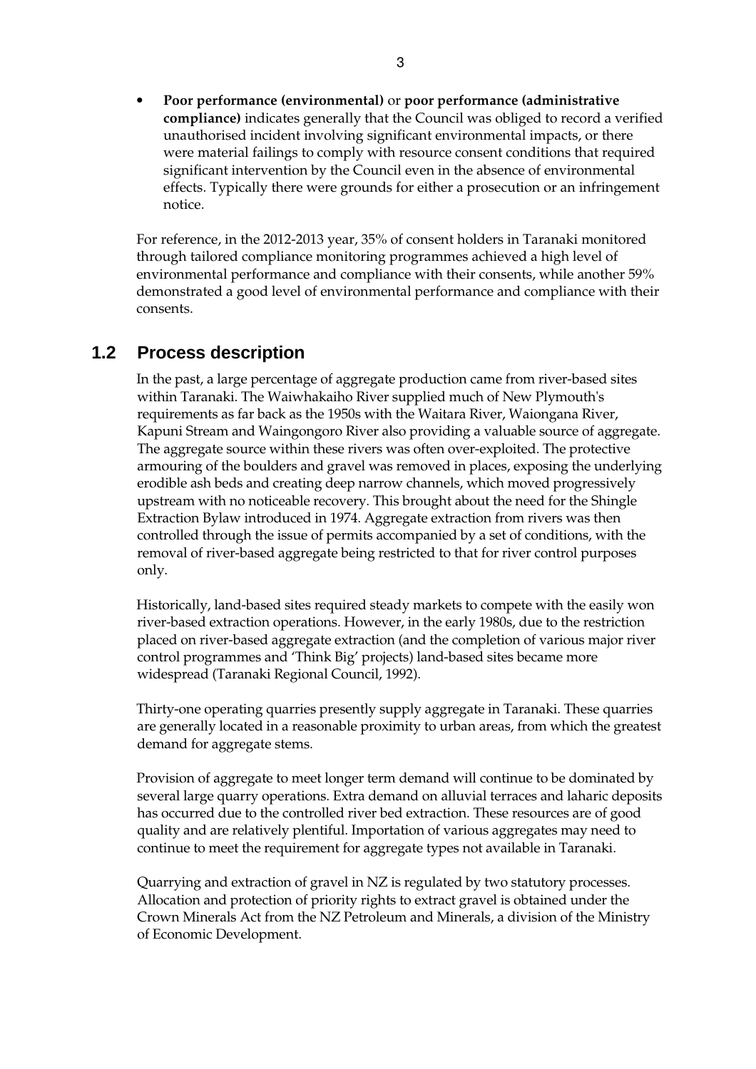- **Poor performance (environmental)** or **poor performance (administrative compliance)** indicates generally that the Council was obliged to record a verified unauthorised incident involving significant environmental impacts, or there were material failings to comply with resource consent conditions that required significant intervention by the Council even in the absence of environmental effects. Typically there were grounds for either a prosecution or an infringement notice.

For reference, in the 2012-2013 year, 35% of consent holders in Taranaki monitored through tailored compliance monitoring programmes achieved a high level of environmental performance and compliance with their consents, while another 59% demonstrated a good level of environmental performance and compliance with their consents.

## 1.2 Process description

In the past, a large percentage of aggregate production came from river-based sites within Taranaki. The Waiwhakaiho River supplied much of New Plymouth's requirements as far back as the 1950s with the Waitara River, Waiongana River, Kapuni Stream and Waingongoro River also providing a valuable source of aggregate. The aggregate source within these rivers was often over-exploited. The protective armouring of the boulders and gravel was removed in places, exposing the underlying erodible ash beds and creating deep narrow channels, which moved progressively upstream with no noticeable recovery. This brought about the need for the Shingle Extraction Bylaw introduced in 1974. Aggregate extraction from rivers was then controlled through the issue of permits accompanied by a set of conditions, with the removal of river-based aggregate being restricted to that for river control purposes only.

Historically, land-based sites required steady markets to compete with the easily won river-based extraction operations. However, in the early 1980s, due to the restriction placed on river-based aggregate extraction (and the completion of various major river control programmes and 'Think Big' projects) land-based sites became more widespread (Taranaki Regional Council, 1992).

Thirty-one operating quarries presently supply aggregate in Taranaki. These quarries are generally located in a reasonable proximity to urban areas, from which the greatest demand for aggregate stems.

Provision of aggregate to meet longer term demand will continue to be dominated by several large quarry operations. Extra demand on alluvial terraces and laharic deposits has occurred due to the controlled river bed extraction. These resources are of good quality and are relatively plentiful. Importation of various aggregates may need to continue to meet the requirement for aggregate types not available in Taranaki.

Quarrying and extraction of gravel in NZ is regulated by two statutory processes. Allocation and protection of priority rights to extract gravel is obtained under the Crown Minerals Act from the NZ Petroleum and Minerals, a division of the Ministry of Economic Development.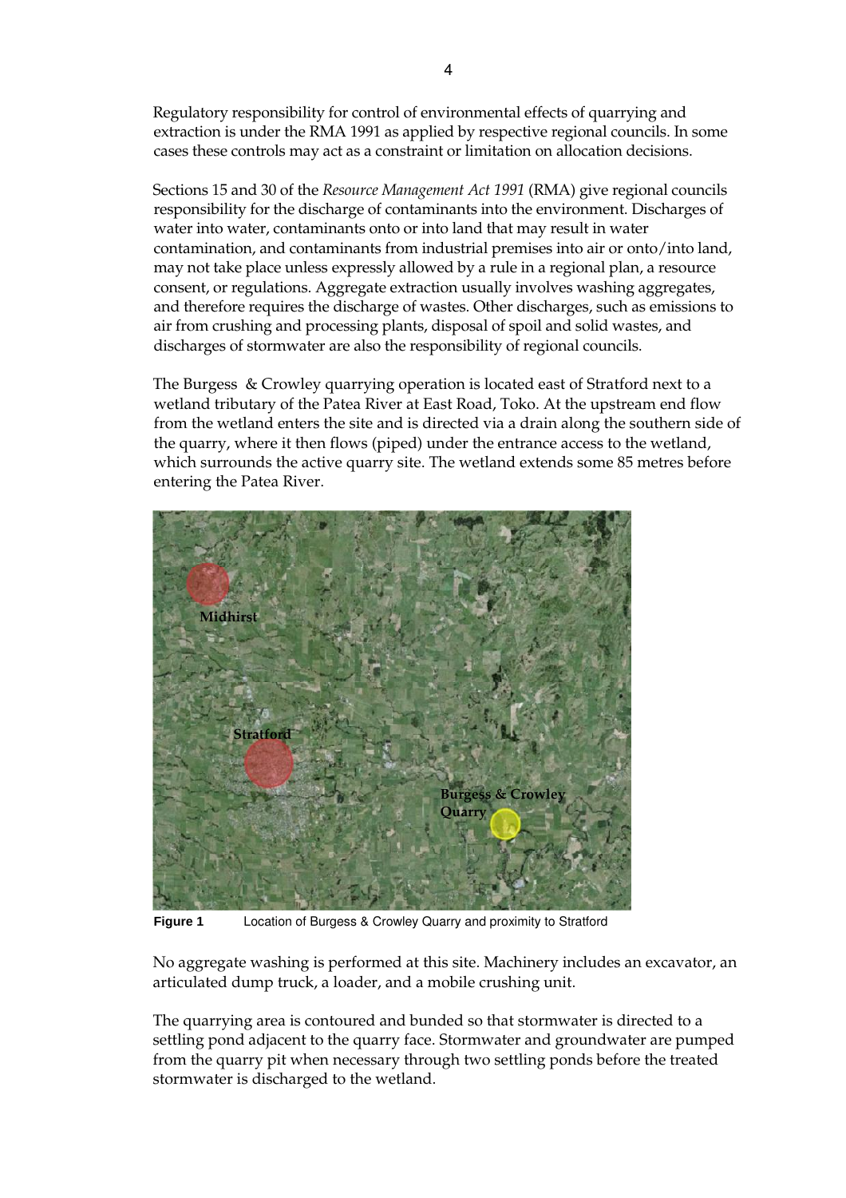Regulatory responsibility for control of environmental effects of quarrying and extraction is under the RMA 1991 as applied by respective regional councils. In some cases these controls may act as a constraint or limitation on allocation decisions.

Sections 15 and 30 of the *Resource Management Act 1991* (RMA) give regional councils responsibility for the discharge of contaminants into the environment. Discharges of water into water, contaminants onto or into land that may result in water contamination, and contaminants from industrial premises into air or onto/into land, may not take place unless expressly allowed by a rule in a regional plan, a resource consent, or regulations. Aggregate extraction usually involves washing aggregates, and therefore requires the discharge of wastes. Other discharges, such as emissions to air from crushing and processing plants, disposal of spoil and solid wastes, and discharges of stormwater are also the responsibility of regional councils.

The Burgess & Crowley quarrying operation is located east of Stratford next to a wetland tributary of the Patea River at East Road, Toko. At the upstream end flow from the wetland enters the site and is directed via a drain along the southern side of the quarry, where it then flows (piped) under the entrance access to the wetland, which surrounds the active quarry site. The wetland extends some 85 metres before entering the Patea River.

**Figure 1** Location of Burgess & Crowley Quarry and proximity to Stratford

No aggregate washing is performed at this site. Machinery includes an excavator, an articulated dump truck, a loader, and a mobile crushing unit.

The quarrying area is contoured and bunded so that stormwater is directed to a settling pond adjacent to the quarry face. Stormwater and groundwater are pumped from the quarry pit when necessary through two settling ponds before the treated stormwater is discharged to the wetland.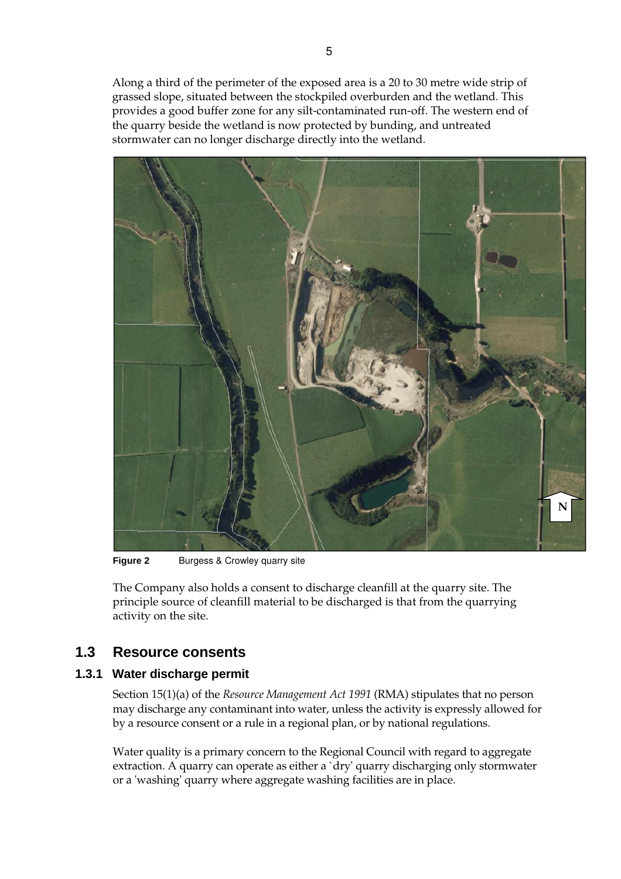Along a third of the perimeter of the exposed area is a 20 to 30 metre wide strip of grassed slope, situated between the stockpiled overburden and the wetland. This provides a good buffer zone for any silt-contaminated run-off. The western end of the quarry beside the wetland is now protected by bunding, and untreated stormwater can no longer discharge directly into the wetland.

**Figure 2** Burgess & Crowley quarry site

The Company also holds a consent to discharge cleanfill at the quarry site. The principle source of cleanfill material to be discharged is that from the quarrying activity on the site.

## 1.3 Resource consents

### 1.3.1 Water discharge permit

Section 15(1)(a) of the *Resource Management Act 1991* (RMA) stipulates that no person may discharge any contaminant into water, unless the activity is expressly allowed for by a resource consent or a rule in a regional plan, or by national regulations.

Water quality is a primary concern to the Regional Council with regard to aggregate extraction. A quarry can operate as either a `dry' quarry discharging only stormwater or a 'washing' quarry where aggregate washing facilities are in place.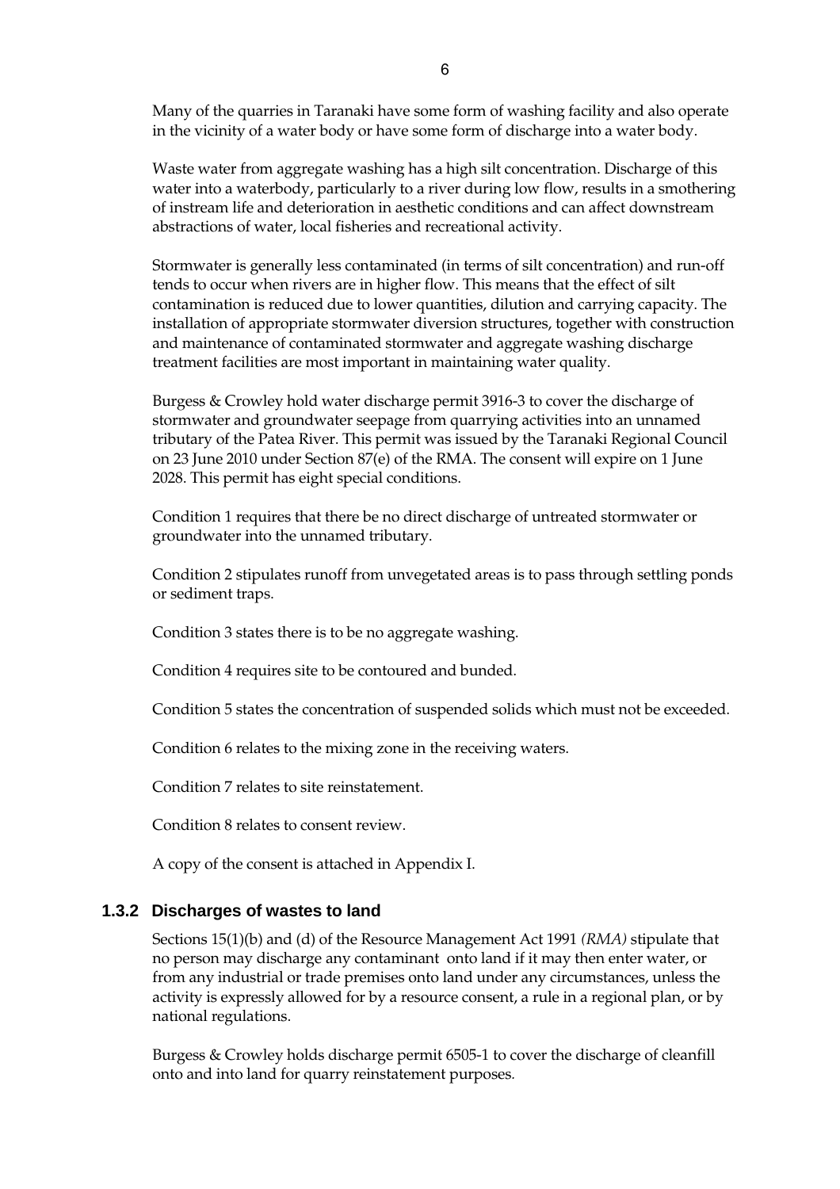Many of the quarries in Taranaki have some form of washing facility and also operate in the vicinity of a water body or have some form of discharge into a water body.

Waste water from aggregate washing has a high silt concentration. Discharge of this water into a waterbody, particularly to a river during low flow, results in a smothering of instream life and deterioration in aesthetic conditions and can affect downstream abstractions of water, local fisheries and recreational activity.

Stormwater is generally less contaminated (in terms of silt concentration) and run-off tends to occur when rivers are in higher flow. This means that the effect of silt contamination is reduced due to lower quantities, dilution and carrying capacity. The installation of appropriate stormwater diversion structures, together with construction and maintenance of contaminated stormwater and aggregate washing discharge treatment facilities are most important in maintaining water quality.

Burgess & Crowley hold water discharge permit 3916-3 to cover the discharge of stormwater and groundwater seepage from quarrying activities into an unnamed tributary of the Patea River. This permit was issued by the Taranaki Regional Council on 23 June 2010 under Section 87(e) of the RMA. The consent will expire on 1 June 2028. This permit has eight special conditions.

Condition 1 requires that there be no direct discharge of untreated stormwater or groundwater into the unnamed tributary.

Condition 2 stipulates runoff from unvegetated areas is to pass through settling ponds or sediment traps.

Condition 3 states there is to be no aggregate washing.

Condition 4 requires site to be contoured and bunded.

Condition 5 states the concentration of suspended solids which must not be exceeded.

Condition 6 relates to the mixing zone in the receiving waters.

Condition 7 relates to site reinstatement.

Condition 8 relates to consent review.

A copy of the consent is attached in Appendix I.

### 1.3.2 Discharges of wastes to land

Sections 15(1)(b) and (d) of the Resource Management Act 1991 *(RMA)* stipulate that no person may discharge any contaminant onto land if it may then enter water, or from any industrial or trade premises onto land under any circumstances, unless the activity is expressly allowed for by a resource consent, a rule in a regional plan, or by national regulations.

Burgess & Crowley holds discharge permit 6505-1 to cover the discharge of cleanfill onto and into land for quarry reinstatement purposes.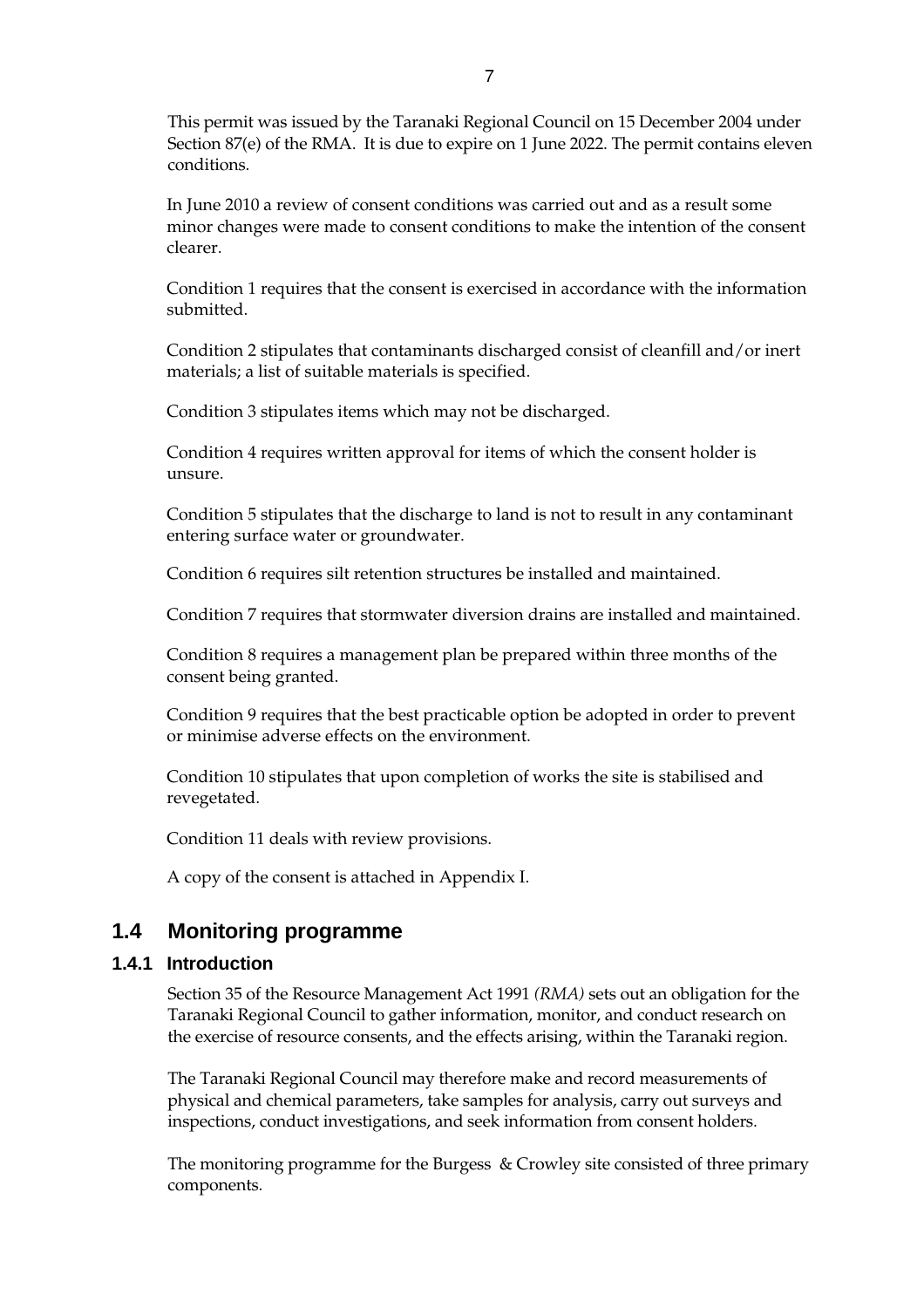This permit was issued by the Taranaki Regional Council on 15 December 2004 under Section 87(e) of the RMA. It is due to expire on 1 June 2022. The permit contains eleven conditions.

In June 2010 a review of consent conditions was carried out and as a result some minor changes were made to consent conditions to make the intention of the consent clearer.

Condition 1 requires that the consent is exercised in accordance with the information submitted.

Condition 2 stipulates that contaminants discharged consist of cleanfill and/or inert materials; a list of suitable materials is specified.

Condition 3 stipulates items which may not be discharged.

Condition 4 requires written approval for items of which the consent holder is unsure.

Condition 5 stipulates that the discharge to land is not to result in any contaminant entering surface water or groundwater.

Condition 6 requires silt retention structures be installed and maintained.

Condition 7 requires that stormwater diversion drains are installed and maintained.

Condition 8 requires a management plan be prepared within three months of the consent being granted.

Condition 9 requires that the best practicable option be adopted in order to prevent or minimise adverse effects on the environment.

Condition 10 stipulates that upon completion of works the site is stabilised and revegetated.

Condition 11 deals with review provisions.

A copy of the consent is attached in Appendix I.

## 1.4 Monitoring programme

### 1.4.1 Introduction

Section 35 of the Resource Management Act 1991 *(RMA)* sets out an obligation for the Taranaki Regional Council to gather information, monitor, and conduct research on the exercise of resource consents, and the effects arising, within the Taranaki region.

The Taranaki Regional Council may therefore make and record measurements of physical and chemical parameters, take samples for analysis, carry out surveys and inspections, conduct investigations, and seek information from consent holders.

The monitoring programme for the Burgess & Crowley site consisted of three primary components.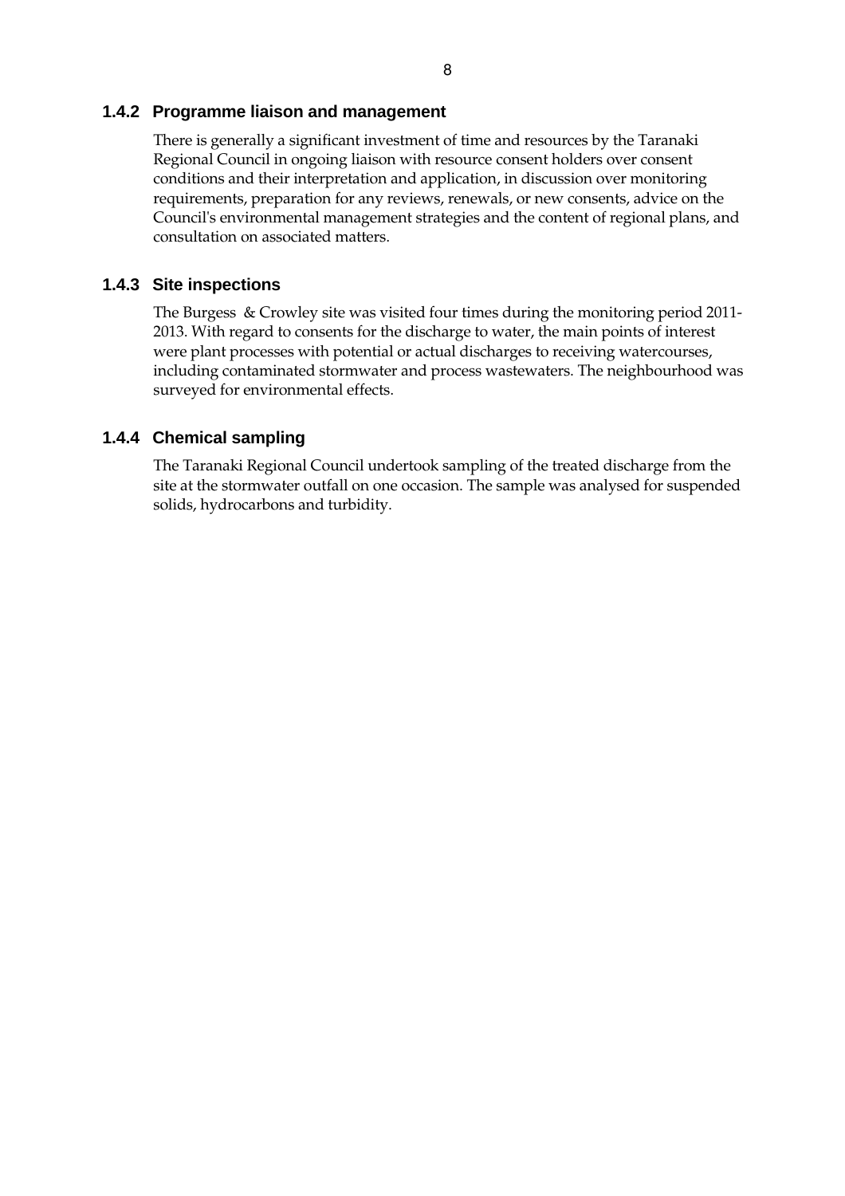### 1.4.2 Programme liaison and management

There is generally a significant investment of time and resources by the Taranaki Regional Council in ongoing liaison with resource consent holders over consent conditions and their interpretation and application, in discussion over monitoring requirements, preparation for any reviews, renewals, or new consents, advice on the Council's environmental management strategies and the content of regional plans, and consultation on associated matters.

### 1.4.3 Site inspections

The Burgess & Crowley site was visited four times during the monitoring period 2011-2013. With regard to consents for the discharge to water, the main points of interest were plant processes with potential or actual discharges to receiving watercourses, including contaminated stormwater and process wastewaters. The neighbourhood was surveyed for environmental effects.

### 1.4.4 Chemical sampling

The Taranaki Regional Council undertook sampling of the treated discharge from the site at the stormwater outfall on one occasion. The sample was analysed for suspended solids, hydrocarbons and turbidity.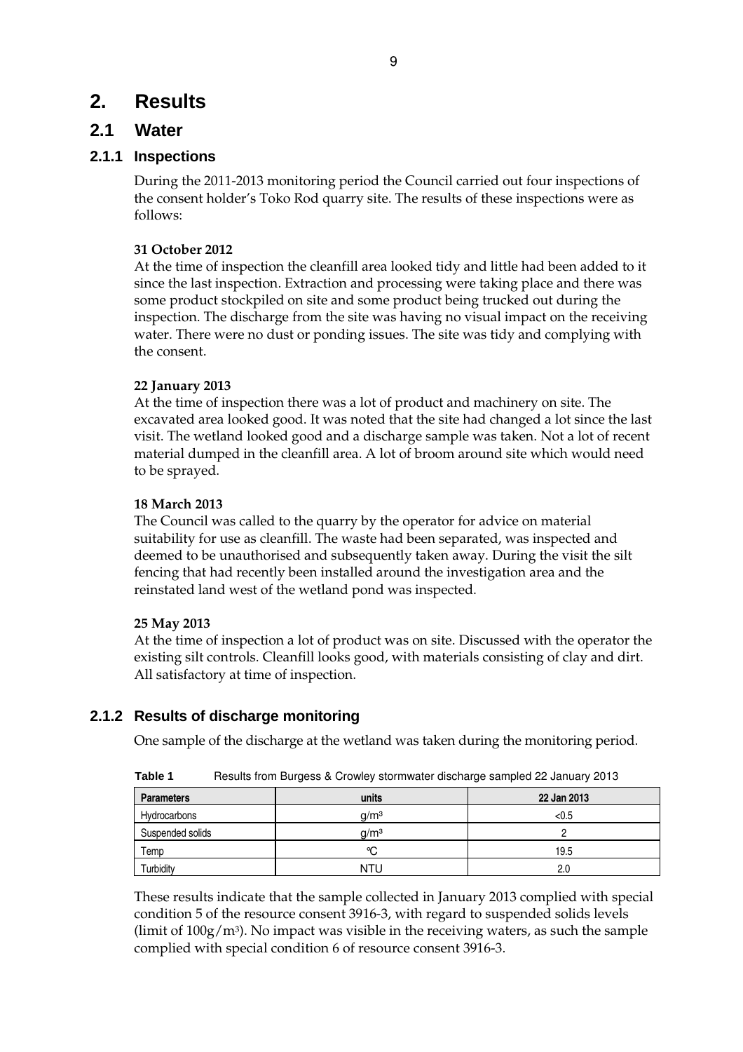# 2. Results

## 2.1 Water

### 2.1.1 Inspections

During the 2011-2013 monitoring period the Council carried out four inspections of the consent holder's Toko Rod quarry site. The results of these inspections were as follows:

**31 October 2012**

At the time of inspection the cleanfill area looked tidy and little had been added to it since the last inspection. Extraction and processing were taking place and there was some product stockpiled on site and some product being trucked out during the inspection. The discharge from the site was having no visual impact on the receiving water. There were no dust or ponding issues. The site was tidy and complying with the consent.

**22 January 2013**

At the time of inspection there was a lot of product and machinery on site. The excavated area looked good. It was noted that the site had changed a lot since the last visit. The wetland looked good and a discharge sample was taken. Not a lot of recent material dumped in the cleanfill area. A lot of broom around site which would need to be sprayed.

**18 March 2013**

The Council was called to the quarry by the operator for advice on material suitability for use as cleanfill. The waste had been separated, was inspected and deemed to be unauthorised and subsequently taken away. During the visit the silt fencing that had recently been installed around the investigation area and the reinstated land west of the wetland pond was inspected.

**25 May 2013**

At the time of inspection a lot of product was on site. Discussed with the operator the existing silt controls. Cleanfill looks good, with materials consisting of clay and dirt. All satisfactory at time of inspection.

### 2.1.2 Results of discharge monitoring

One sample of the discharge at the wetland was taken during the monitoring period.

**Table 1** Results from Burgess & Crowley stormwater discharge sampled 22 January 2013

| Parameters | units | 22 Jan 2013 |
|---|---|---|
| Hydrocarbons | $g/m^3$ | <0.5 |
| Suspended solids | $g/m^3$ | 2 |
| Temp | °C | 19.5 |
| Turbidity | NTU | 2.0 |

These results indicate that the sample collected in January 2013 complied with special condition 5 of the resource consent 3916-3, with regard to suspended solids levels (limit of $100g/m^3$). No impact was visible in the receiving waters, as such the sample complied with special condition 6 of resource consent 3916-3.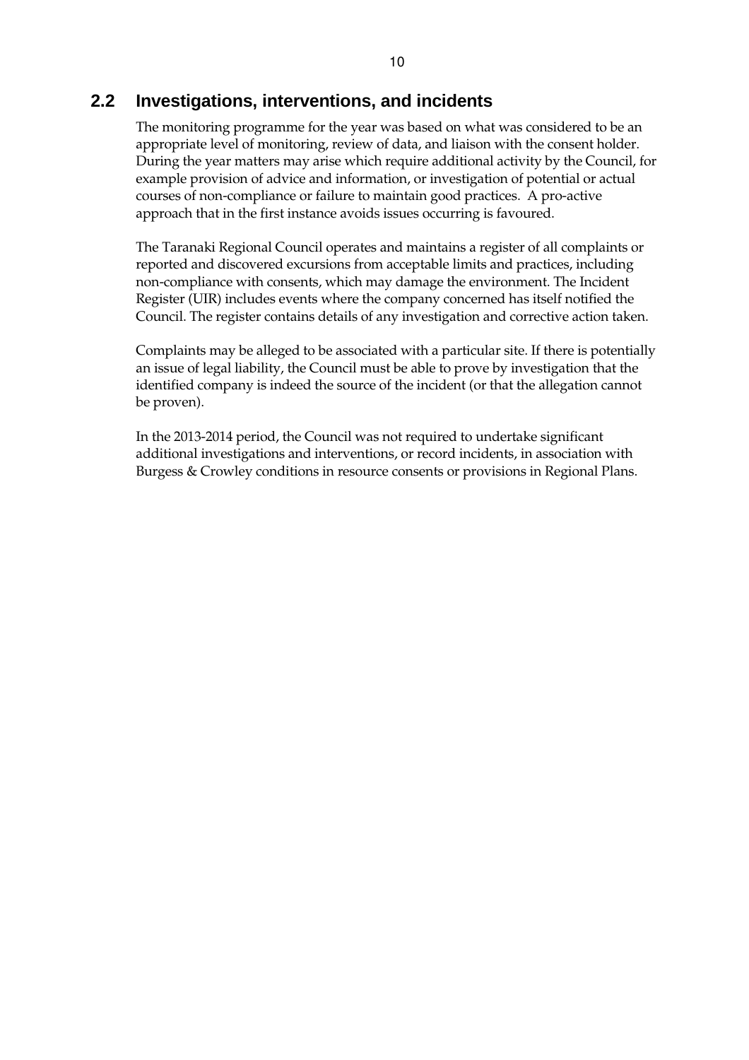## 2.2 Investigations, interventions, and incidents

The monitoring programme for the year was based on what was considered to be an appropriate level of monitoring, review of data, and liaison with the consent holder. During the year matters may arise which require additional activity by the Council, for example provision of advice and information, or investigation of potential or actual courses of non-compliance or failure to maintain good practices. A pro-active approach that in the first instance avoids issues occurring is favoured.

The Taranaki Regional Council operates and maintains a register of all complaints or reported and discovered excursions from acceptable limits and practices, including non-compliance with consents, which may damage the environment. The Incident Register (UIR) includes events where the company concerned has itself notified the Council. The register contains details of any investigation and corrective action taken.

Complaints may be alleged to be associated with a particular site. If there is potentially an issue of legal liability, the Council must be able to prove by investigation that the identified company is indeed the source of the incident (or that the allegation cannot be proven).

In the 2013-2014 period, the Council was not required to undertake significant additional investigations and interventions, or record incidents, in association with Burgess & Crowley conditions in resource consents or provisions in Regional Plans.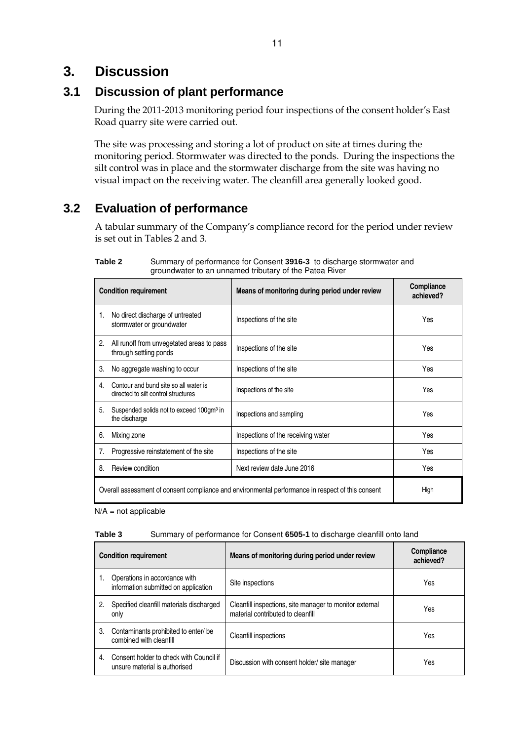# 3. Discussion

## 3.1 Discussion of plant performance

During the 2011-2013 monitoring period four inspections of the consent holder's East Road quarry site were carried out.

The site was processing and storing a lot of product on site at times during the monitoring period. Stormwater was directed to the ponds. During the inspections the silt control was in place and the stormwater discharge from the site was having no visual impact on the receiving water. The cleanfill area generally looked good.

## 3.2 Evaluation of performance

A tabular summary of the Company's compliance record for the period under review is set out in Tables 2 and 3.

**Table 2** Summary of performance for Consent **3916-3** to discharge stormwater and groundwater to an unnamed tributary of the Patea River

| Condition requirement | Means of monitoring during period under review | Compliance achieved? |
|---|---|---|
| 1. No direct discharge of untreated stormwater or groundwater | Inspections of the site | Yes |
| 2. All runoff from unvegetated areas to pass through settling ponds | Inspections of the site | Yes |
| 3. No aggregate washing to occur | Inspections of the site | Yes |
| 4. Contour and bund site so all water is directed to silt control structures | Inspections of the site | Yes |
| 5. Suspended solids not to exceed 100gm³ in the discharge | Inspections and sampling | Yes |
| 6. Mixing zone | Inspections of the receiving water | Yes |
| 7. Progressive reinstatement of the site | Inspections of the site | Yes |
| 8. Review condition | Next review date June 2016 | Yes |
| Overall assessment of consent compliance and environmental performance in respect of this consent | | High |

N/A = not applicable

**Table 3** Summary of performance for Consent **6505-1** to discharge cleanfill onto land

| Condition requirement | Means of monitoring during period under review | Compliance achieved? |
|---|---|---|
| 1. Operations in accordance with information submitted on application | Site inspections | Yes |
| 2. Specified cleanfill materials discharged only | Cleanfill inspections, site manager to monitor external material contributed to cleanfill | Yes |
| 3. Contaminants prohibited to enter/ be combined with cleanfill | Cleanfill inspections | Yes |
| 4. Consent holder to check with Council if unsure material is authorised | Discussion with consent holder/ site manager | Yes |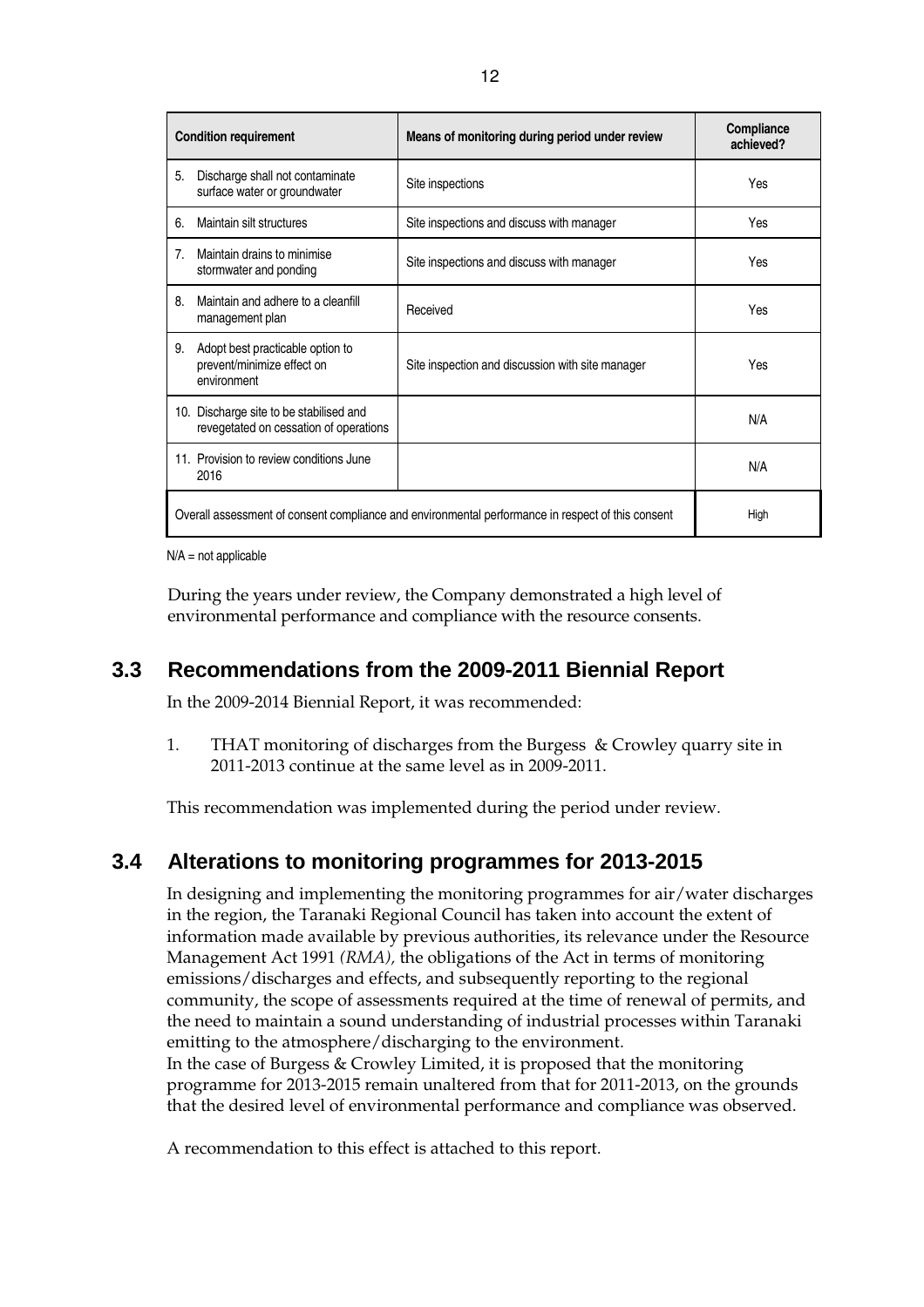| Condition requirement | Means of monitoring during period under review | Compliance achieved? |
|---|---|---|
| 5. Discharge shall not contaminate surface water or groundwater | Site inspections | Yes |
| 6. Maintain silt structures | Site inspections and discuss with manager | Yes |
| 7. Maintain drains to minimise stormwater and ponding | Site inspections and discuss with manager | Yes |
| 8. Maintain and adhere to a cleanfill management plan | Received | Yes |
| 9. Adopt best practicable option to prevent/minimize effect on environment | Site inspection and discussion with site manager | Yes |
| 10. Discharge site to be stabilised and revegetated on cessation of operations | | N/A |
| 11. Provision to review conditions June 2016 | | N/A |
| Overall assessment of consent compliance and environmental performance in respect of this consent | | High |

N/A = not applicable

During the years under review, the Company demonstrated a high level of environmental performance and compliance with the resource consents.

## 3.3 Recommendations from the 2009-2011 Biennial Report

In the 2009-2014 Biennial Report, it was recommended:

1. THAT monitoring of discharges from the Burgess & Crowley quarry site in 2011-2013 continue at the same level as in 2009-2011.

This recommendation was implemented during the period under review.

## 3.4 Alterations to monitoring programmes for 2013-2015

In designing and implementing the monitoring programmes for air/water discharges in the region, the Taranaki Regional Council has taken into account the extent of information made available by previous authorities, its relevance under the Resource Management Act 1991 *(RMA),* the obligations of the Act in terms of monitoring emissions/discharges and effects, and subsequently reporting to the regional community, the scope of assessments required at the time of renewal of permits, and the need to maintain a sound understanding of industrial processes within Taranaki emitting to the atmosphere/discharging to the environment.

In the case of Burgess & Crowley Limited, it is proposed that the monitoring programme for 2013-2015 remain unaltered from that for 2011-2013, on the grounds that the desired level of environmental performance and compliance was observed.

A recommendation to this effect is attached to this report.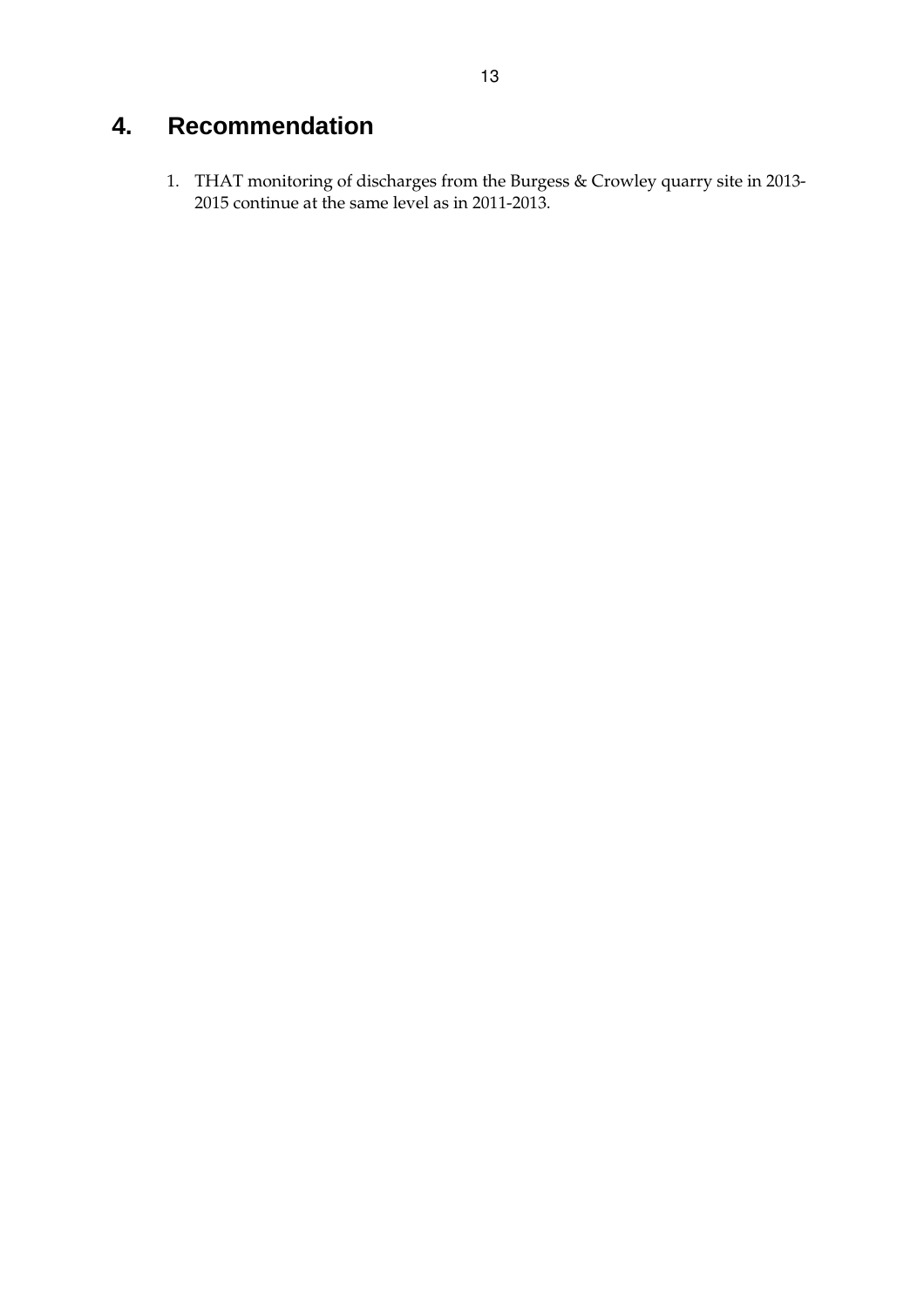# 4. Recommendation

1. THAT monitoring of discharges from the Burgess & Crowley quarry site in 2013-2015 continue at the same level as in 2011-2013.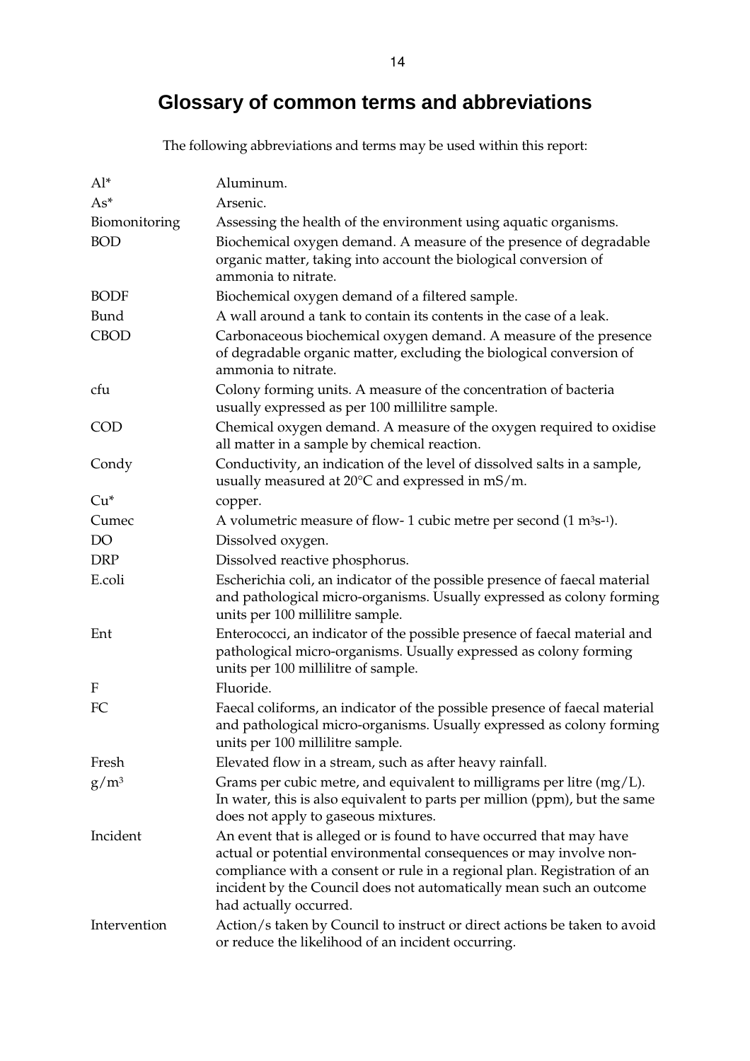# Glossary of common terms and abbreviations

The following abbreviations and terms may be used within this report:

| | |
|---|---|
| Al* | Aluminum. |
| As* | Arsenic. |
| Biomonitoring | Assessing the health of the environment using aquatic organisms. |
| BOD | Biochemical oxygen demand. A measure of the presence of degradable organic matter, taking into account the biological conversion of ammonia to nitrate. |
| BODF | Biochemical oxygen demand of a filtered sample. |
| Bund | A wall around a tank to contain its contents in the case of a leak. |
| CBOD | Carbonaceous biochemical oxygen demand. A measure of the presence of degradable organic matter, excluding the biological conversion of ammonia to nitrate. |
| cfu | Colony forming units. A measure of the concentration of bacteria usually expressed as per 100 millilitre sample. |
| COD | Chemical oxygen demand. A measure of the oxygen required to oxidise all matter in a sample by chemical reaction. |
| Condy | Conductivity, an indication of the level of dissolved salts in a sample, usually measured at 20°C and expressed in mS/m. |
| Cu* | copper. |
| Cumec | A volumetric measure of flow- 1 cubic metre per second ($1\ m^3s^{-1}$). |
| DO | Dissolved oxygen. |
| DRP | Dissolved reactive phosphorus. |
| E.coli | Escherichia coli, an indicator of the possible presence of faecal material and pathological micro-organisms. Usually expressed as colony forming units per 100 millilitre sample. |
| Ent | Enterococci, an indicator of the possible presence of faecal material and pathological micro-organisms. Usually expressed as colony forming units per 100 millilitre of sample. |
| F | Fluoride. |
| FC | Faecal coliforms, an indicator of the possible presence of faecal material and pathological micro-organisms. Usually expressed as colony forming units per 100 millilitre sample. |
| Fresh | Elevated flow in a stream, such as after heavy rainfall. |
| $g/m^3$ | Grams per cubic metre, and equivalent to milligrams per litre (mg/L). In water, this is also equivalent to parts per million (ppm), but the same does not apply to gaseous mixtures. |
| Incident | An event that is alleged or is found to have occurred that may have actual or potential environmental consequences or may involve non-compliance with a consent or rule in a regional plan. Registration of an incident by the Council does not automatically mean such an outcome had actually occurred. |
| Intervention | Action/s taken by Council to instruct or direct actions be taken to avoid or reduce the likelihood of an incident occurring. |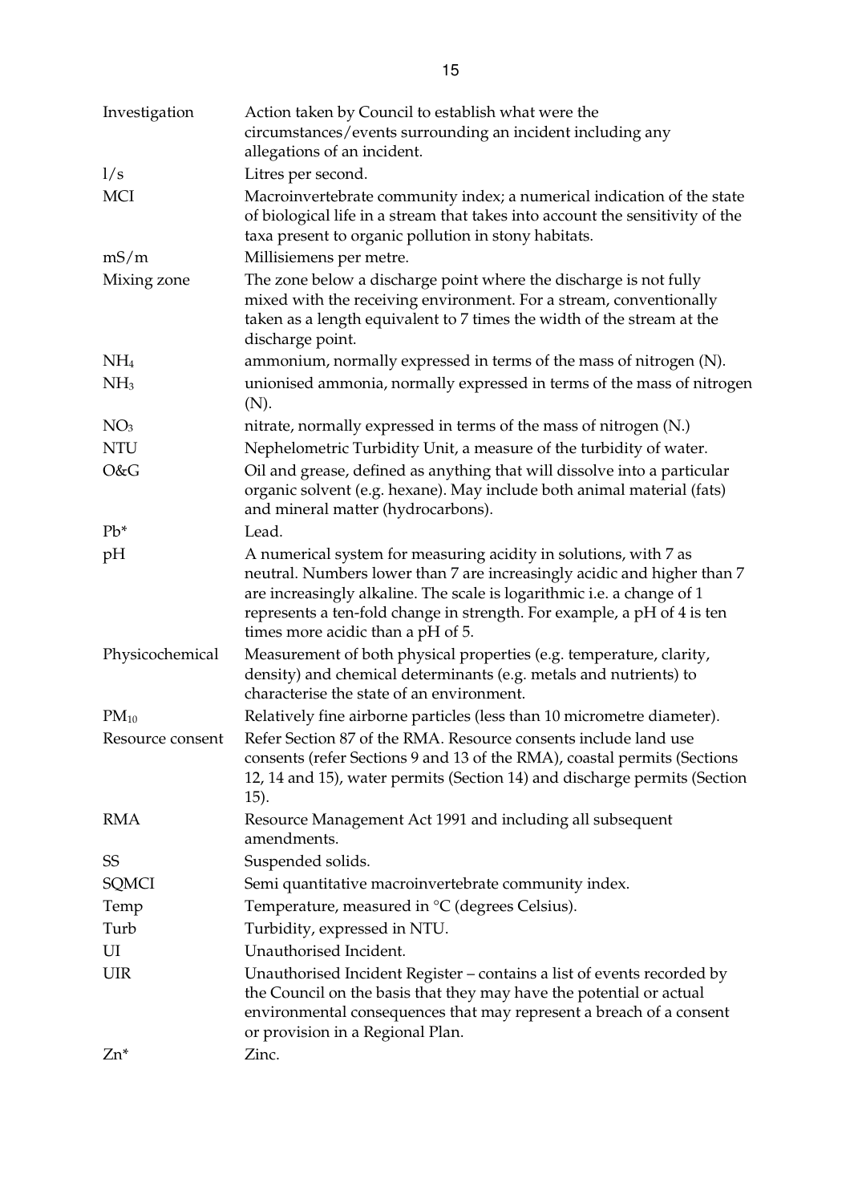| | |
|---|---|
| Investigation | Action taken by Council to establish what were the circumstances/events surrounding an incident including any allegations of an incident. |
| l/s | Litres per second. |
| MCI | Macroinvertebrate community index; a numerical indication of the state of biological life in a stream that takes into account the sensitivity of the taxa present to organic pollution in stony habitats. |
| mS/m | Millisiemens per metre. |
| Mixing zone | The zone below a discharge point where the discharge is not fully mixed with the receiving environment. For a stream, conventionally taken as a length equivalent to 7 times the width of the stream at the discharge point. |
| $NH_4$ | ammonium, normally expressed in terms of the mass of nitrogen (N). |
| $NH_3$ | unionised ammonia, normally expressed in terms of the mass of nitrogen (N). |
| $NO_3$ | nitrate, normally expressed in terms of the mass of nitrogen (N.) |
| NTU | Nephelometric Turbidity Unit, a measure of the turbidity of water. |
| O&G | Oil and grease, defined as anything that will dissolve into a particular organic solvent (e.g. hexane). May include both animal material (fats) and mineral matter (hydrocarbons). |
| Pb* | Lead. |
| pH | A numerical system for measuring acidity in solutions, with 7 as neutral. Numbers lower than 7 are increasingly acidic and higher than 7 are increasingly alkaline. The scale is logarithmic i.e. a change of 1 represents a ten-fold change in strength. For example, a pH of 4 is ten times more acidic than a pH of 5. |
| Physicochemical | Measurement of both physical properties (e.g. temperature, clarity, density) and chemical determinants (e.g. metals and nutrients) to characterise the state of an environment. |
| $PM_{10}$ | Relatively fine airborne particles (less than 10 micrometre diameter). |
| Resource consent | Refer Section 87 of the RMA. Resource consents include land use consents (refer Sections 9 and 13 of the RMA), coastal permits (Sections 12, 14 and 15), water permits (Section 14) and discharge permits (Section 15). |
| RMA | Resource Management Act 1991 and including all subsequent amendments. |
| SS | Suspended solids. |
| SQMCI | Semi quantitative macroinvertebrate community index. |
| Temp | Temperature, measured in °C (degrees Celsius). |
| Turb | Turbidity, expressed in NTU. |
| UI | Unauthorised Incident. |
| UIR | Unauthorised Incident Register – contains a list of events recorded by the Council on the basis that they may have the potential or actual environmental consequences that may represent a breach of a consent or provision in a Regional Plan. |
| Zn* | Zinc. |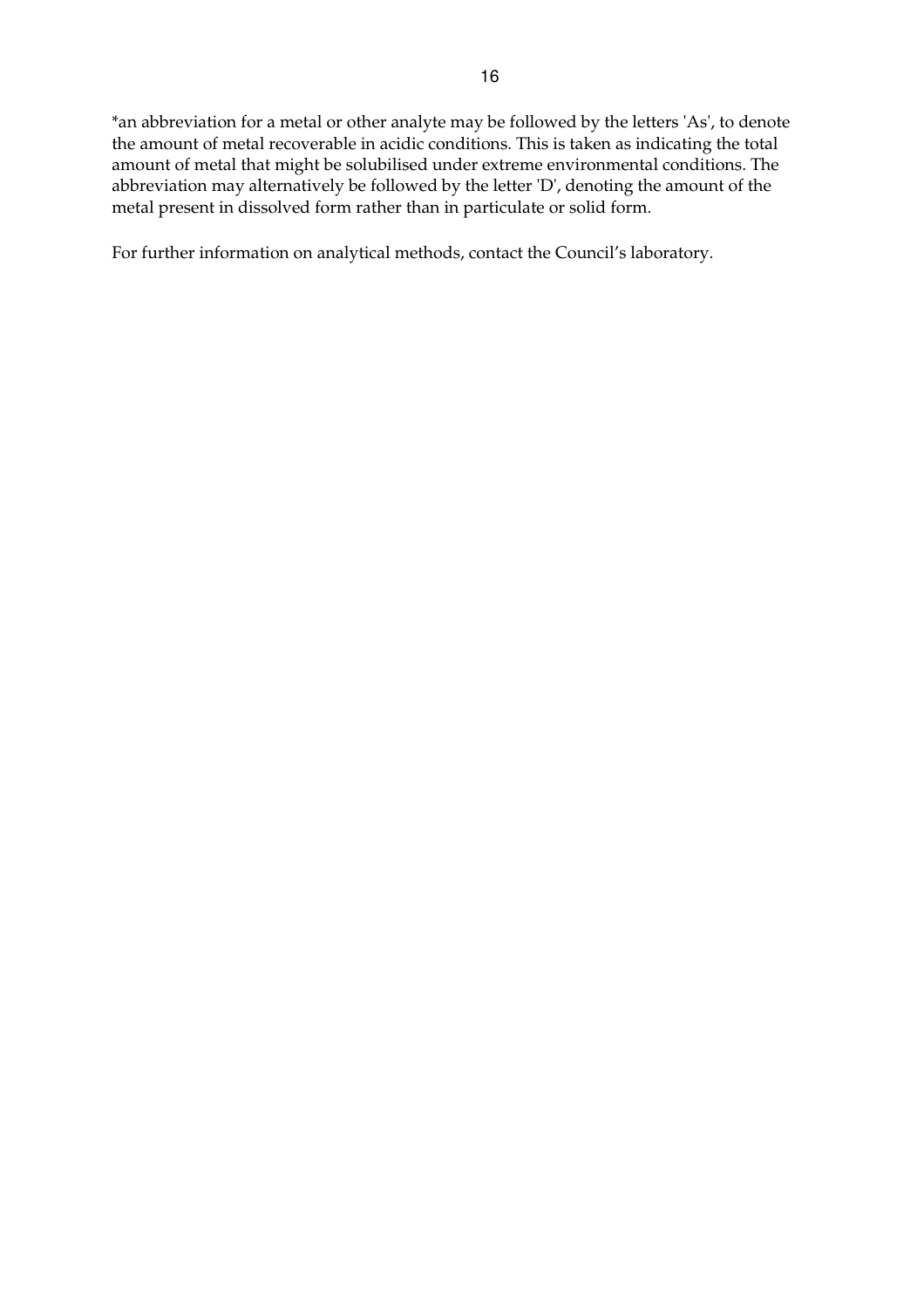*an abbreviation for a metal or other analyte may be followed by the letters 'As', to denote the amount of metal recoverable in acidic conditions. This is taken as indicating the total amount of metal that might be solubilised under extreme environmental conditions. The abbreviation may alternatively be followed by the letter 'D', denoting the amount of the metal present in dissolved form rather than in particulate or solid form.

For further information on analytical methods, contact the Council's laboratory.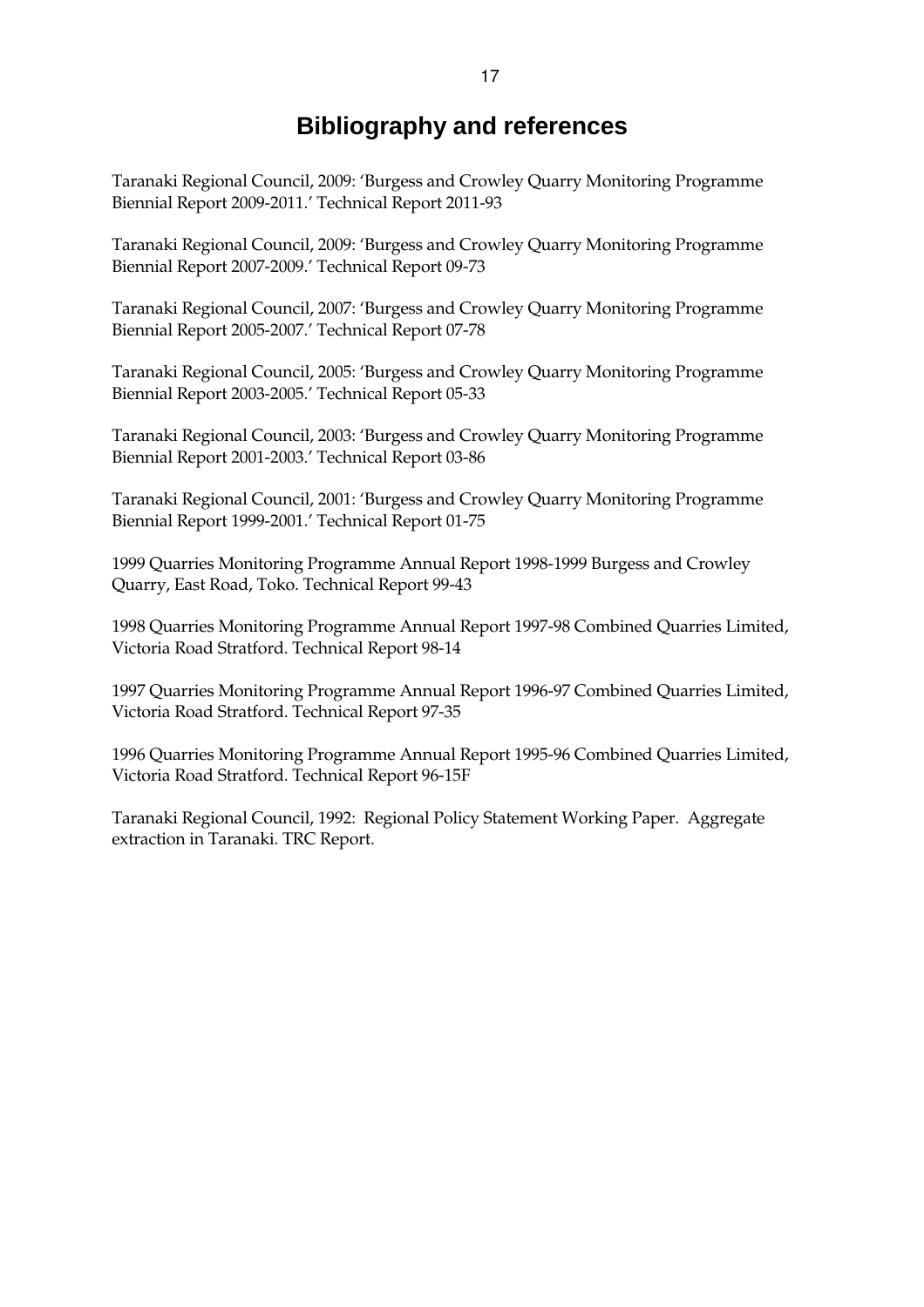# Bibliography and references

Taranaki Regional Council, 2009: 'Burgess and Crowley Quarry Monitoring Programme Biennial Report 2009-2011.' Technical Report 2011-93

Taranaki Regional Council, 2009: 'Burgess and Crowley Quarry Monitoring Programme Biennial Report 2007-2009.' Technical Report 09-73

Taranaki Regional Council, 2007: 'Burgess and Crowley Quarry Monitoring Programme Biennial Report 2005-2007.' Technical Report 07-78

Taranaki Regional Council, 2005: 'Burgess and Crowley Quarry Monitoring Programme Biennial Report 2003-2005.' Technical Report 05-33

Taranaki Regional Council, 2003: 'Burgess and Crowley Quarry Monitoring Programme Biennial Report 2001-2003.' Technical Report 03-86

Taranaki Regional Council, 2001: 'Burgess and Crowley Quarry Monitoring Programme Biennial Report 1999-2001.' Technical Report 01-75

1999 Quarries Monitoring Programme Annual Report 1998-1999 Burgess and Crowley Quarry, East Road, Toko. Technical Report 99-43

1998 Quarries Monitoring Programme Annual Report 1997-98 Combined Quarries Limited, Victoria Road Stratford. Technical Report 98-14

1997 Quarries Monitoring Programme Annual Report 1996-97 Combined Quarries Limited, Victoria Road Stratford. Technical Report 97-35

1996 Quarries Monitoring Programme Annual Report 1995-96 Combined Quarries Limited, Victoria Road Stratford. Technical Report 96-15F

Taranaki Regional Council, 1992: Regional Policy Statement Working Paper. Aggregate extraction in Taranaki. TRC Report.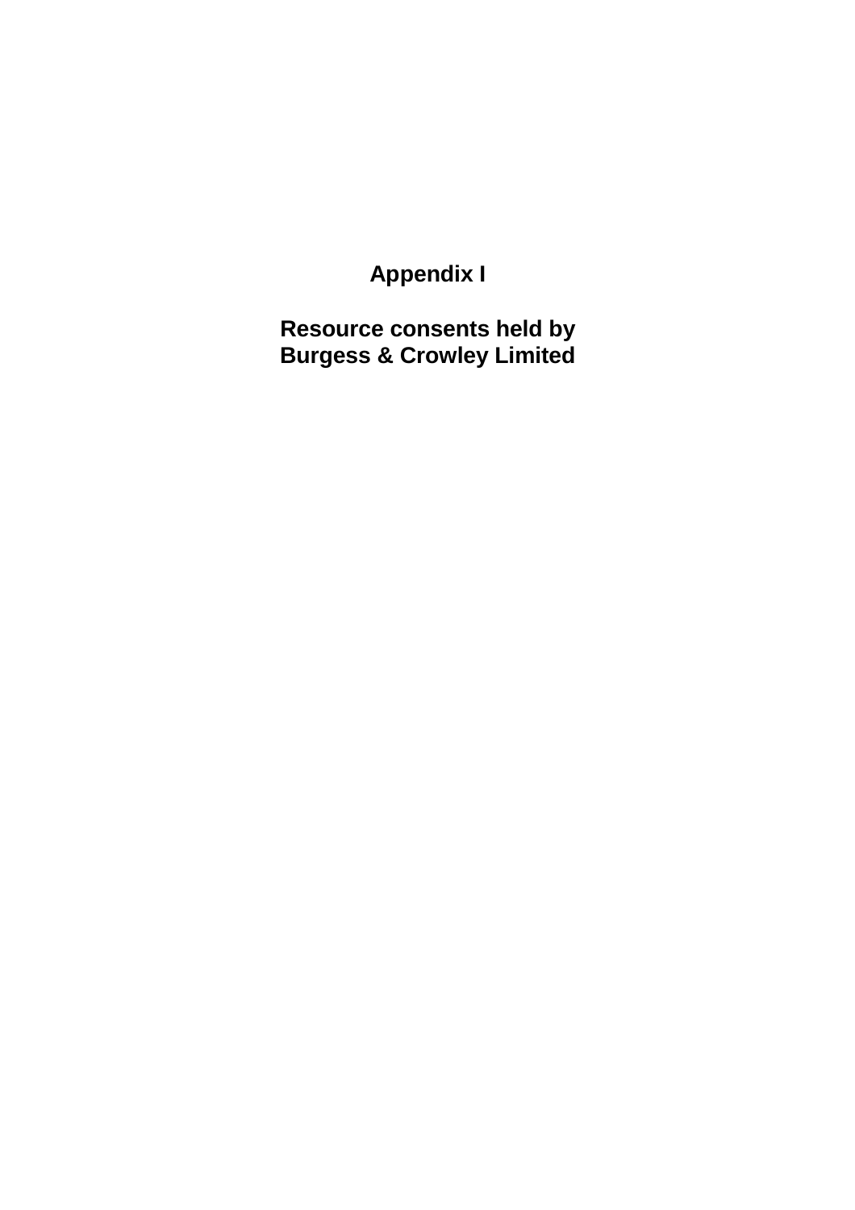# Appendix I

## Resource consents held by Burgess & Crowley Limited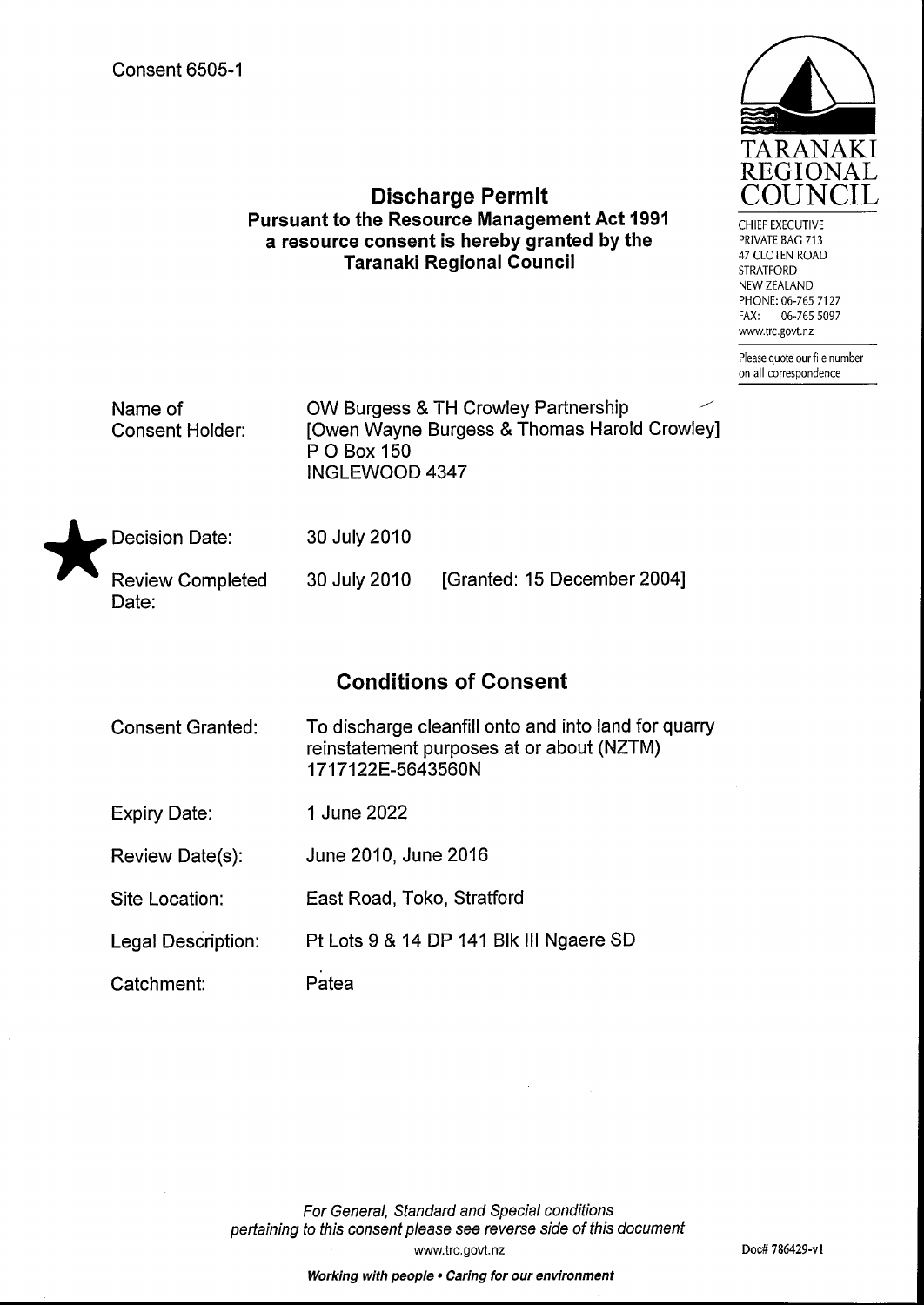Consent 6505-1

TARANAKI REGIONAL COUNCIL

CHIEF EXECUTIVE
PRIVATE BAG 713
47 CLOTEN ROAD
STRATFORD
NEW ZEALAND
PHONE: 06-765 7127
FAX: 06-765 5097
www.trc.govt.nz

Please quote our file number on all correspondence

## Discharge Permit
**Pursuant to the Resource Management Act 1991 a resource consent is hereby granted by the Taranaki Regional Council**

| | |
|---|---|
| Name of Consent Holder: | OW Burgess & TH Crowley Partnership [Owen Wayne Burgess & Thomas Harold Crowley] P O Box 150 INGLEWOOD 4347 |
| Decision Date: | 30 July 2010 |
| Review Completed Date: | 30 July 2010 [Granted: 15 December 2004] |

## Conditions of Consent

| | |
|---|---|
| Consent Granted: | To discharge cleanfill onto and into land for quarry reinstatement purposes at or about (NZTM) 1717122E-5643560N |
| Expiry Date: | 1 June 2022 |
| Review Date(s): | June 2010, June 2016 |
| Site Location: | East Road, Toko, Stratford |
| Legal Description: | Pt Lots 9 & 14 DP 141 Blk III Ngaere SD |
| Catchment: | Patea |

*For General, Standard and Special conditions pertaining to this consent please see reverse side of this document*

www.trc.govt.nz

Doc# 786429-v1

***Working with people • Caring for our environment***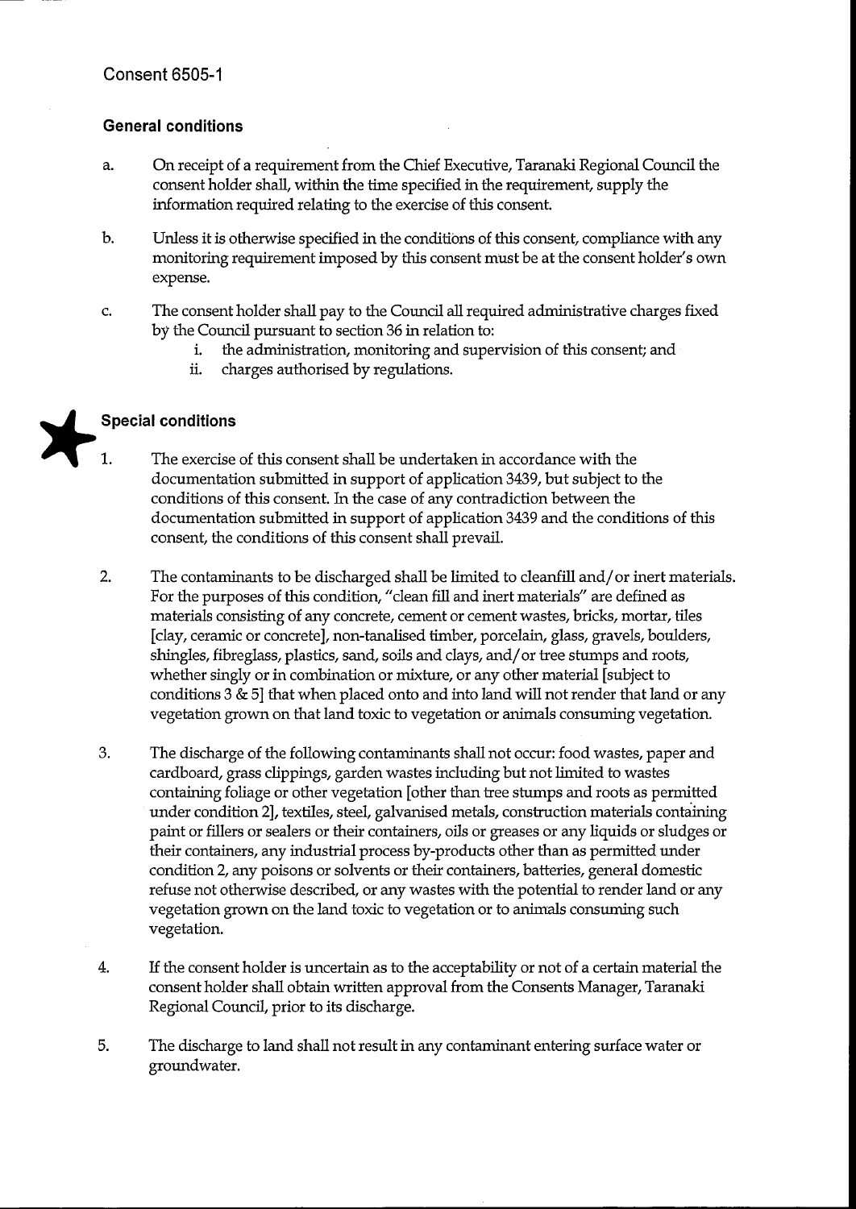Consent 6505-1

## General conditions

a. On receipt of a requirement from the Chief Executive, Taranaki Regional Council the consent holder shall, within the time specified in the requirement, supply the information required relating to the exercise of this consent.

b. Unless it is otherwise specified in the conditions of this consent, compliance with any monitoring requirement imposed by this consent must be at the consent holder's own expense.

c. The consent holder shall pay to the Council all required administrative charges fixed by the Council pursuant to section 36 in relation to:
   i. the administration, monitoring and supervision of this consent; and
   ii. charges authorised by regulations.

## Special conditions

1. The exercise of this consent shall be undertaken in accordance with the documentation submitted in support of application 3439, but subject to the conditions of this consent. In the case of any contradiction between the documentation submitted in support of application 3439 and the conditions of this consent, the conditions of this consent shall prevail.

2. The contaminants to be discharged shall be limited to cleanfill and/or inert materials. For the purposes of this condition, "clean fill and inert materials" are defined as materials consisting of any concrete, cement or cement wastes, bricks, mortar, tiles [clay, ceramic or concrete], non-tanalised timber, porcelain, glass, gravels, boulders, shingles, fibreglass, plastics, sand, soils and clays, and/or tree stumps and roots, whether singly or in combination or mixture, or any other material [subject to conditions 3 & 5] that when placed onto and into land will not render that land or any vegetation grown on that land toxic to vegetation or animals consuming vegetation.

3. The discharge of the following contaminants shall not occur: food wastes, paper and cardboard, grass clippings, garden wastes including but not limited to wastes containing foliage or other vegetation [other than tree stumps and roots as permitted under condition 2], textiles, steel, galvanised metals, construction materials containing paint or fillers or sealers or their containers, oils or greases or any liquids or sludges or their containers, any industrial process by-products other than as permitted under condition 2, any poisons or solvents or their containers, batteries, general domestic refuse not otherwise described, or any wastes with the potential to render land or any vegetation grown on the land toxic to vegetation or to animals consuming such vegetation.

4. If the consent holder is uncertain as to the acceptability or not of a certain material the consent holder shall obtain written approval from the Consents Manager, Taranaki Regional Council, prior to its discharge.

5. The discharge to land shall not result in any contaminant entering surface water or groundwater.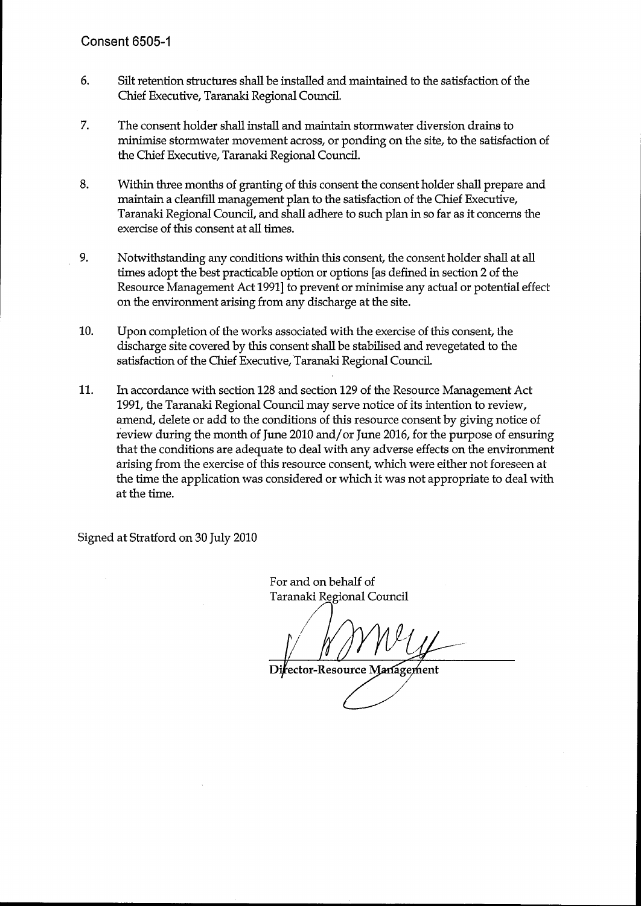Consent 6505-1

6. Silt retention structures shall be installed and maintained to the satisfaction of the Chief Executive, Taranaki Regional Council.

7. The consent holder shall install and maintain stormwater diversion drains to minimise stormwater movement across, or ponding on the site, to the satisfaction of the Chief Executive, Taranaki Regional Council.

8. Within three months of granting of this consent the consent holder shall prepare and maintain a cleanfill management plan to the satisfaction of the Chief Executive, Taranaki Regional Council, and shall adhere to such plan in so far as it concerns the exercise of this consent at all times.

9. Notwithstanding any conditions within this consent, the consent holder shall at all times adopt the best practicable option or options [as defined in section 2 of the Resource Management Act 1991] to prevent or minimise any actual or potential effect on the environment arising from any discharge at the site.

10. Upon completion of the works associated with the exercise of this consent, the discharge site covered by this consent shall be stabilised and revegetated to the satisfaction of the Chief Executive, Taranaki Regional Council.

11. In accordance with section 128 and section 129 of the Resource Management Act 1991, the Taranaki Regional Council may serve notice of its intention to review, amend, delete or add to the conditions of this resource consent by giving notice of review during the month of June 2010 and/or June 2016, for the purpose of ensuring that the conditions are adequate to deal with any adverse effects on the environment arising from the exercise of this resource consent, which were either not foreseen at the time the application was considered or which it was not appropriate to deal with at the time.

Signed at Stratford on 30 July 2010

For and on behalf of
Taranaki Regional Council

Director-Resource Management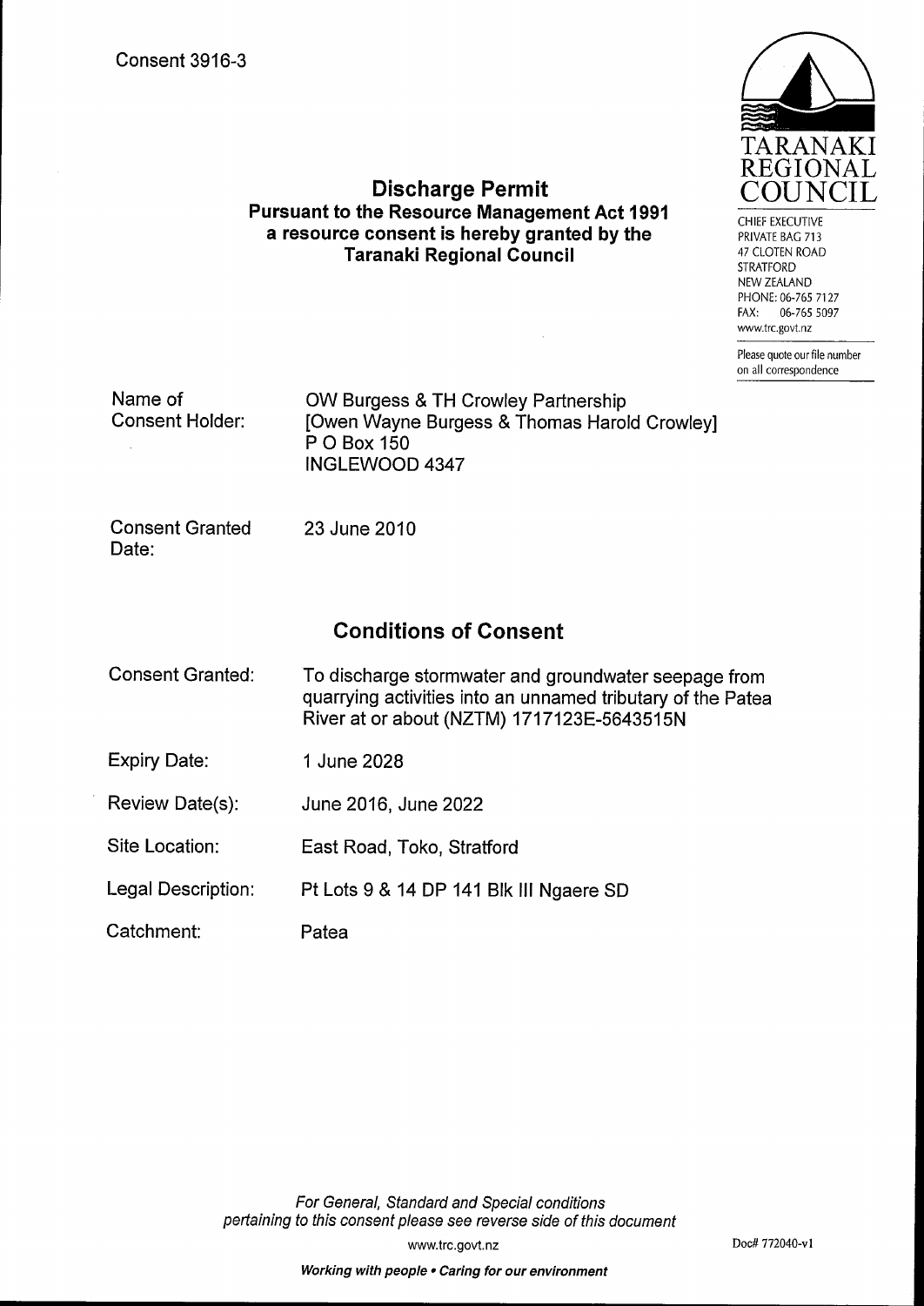Consent 3916-3

TARANAKI REGIONAL COUNCIL

CHIEF EXECUTIVE
PRIVATE BAG 713
47 CLOTEN ROAD
STRATFORD
NEW ZEALAND
PHONE: 06-765 7127
FAX: 06-765 5097
www.trc.govt.nz

Please quote our file number on all correspondence

## Discharge Permit
**Pursuant to the Resource Management Act 1991 a resource consent is hereby granted by the Taranaki Regional Council**

| | |
|---|---|
| Name of Consent Holder: | OW Burgess & TH Crowley Partnership [Owen Wayne Burgess & Thomas Harold Crowley] P O Box 150 INGLEWOOD 4347 |
| Consent Granted Date: | 23 June 2010 |

## Conditions of Consent

| | |
|---|---|
| Consent Granted: | To discharge stormwater and groundwater seepage from quarrying activities into an unnamed tributary of the Patea River at or about (NZTM) 1717123E-5643515N |
| Expiry Date: | 1 June 2028 |
| Review Date(s): | June 2016, June 2022 |
| Site Location: | East Road, Toko, Stratford |
| Legal Description: | Pt Lots 9 & 14 DP 141 Blk III Ngaere SD |
| Catchment: | Patea |

*For General, Standard and Special conditions pertaining to this consent please see reverse side of this document*

www.trc.govt.nz

Doc# 772040-v1

***Working with people • Caring for our environment***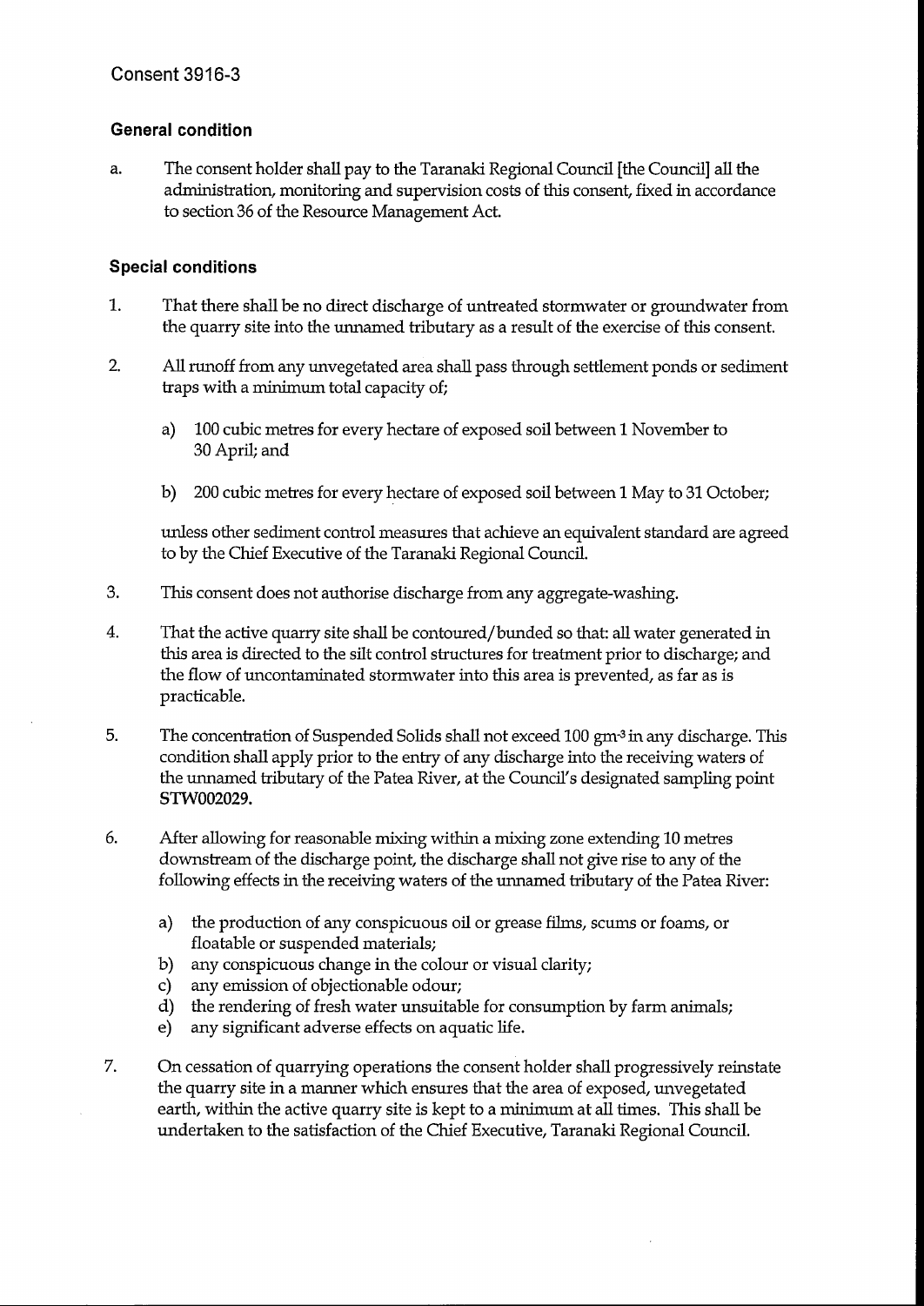Consent 3916-3

### General condition

a. The consent holder shall pay to the Taranaki Regional Council [the Council] all the administration, monitoring and supervision costs of this consent, fixed in accordance to section 36 of the Resource Management Act.

### Special conditions

1. That there shall be no direct discharge of untreated stormwater or groundwater from the quarry site into the unnamed tributary as a result of the exercise of this consent.

2. All runoff from any unvegetated area shall pass through settlement ponds or sediment traps with a minimum total capacity of;

    a) 100 cubic metres for every hectare of exposed soil between 1 November to 30 April; and

    b) 200 cubic metres for every hectare of exposed soil between 1 May to 31 October;

    unless other sediment control measures that achieve an equivalent standard are agreed to by the Chief Executive of the Taranaki Regional Council.

3. This consent does not authorise discharge from any aggregate-washing.

4. That the active quarry site shall be contoured/bunded so that: all water generated in this area is directed to the silt control structures for treatment prior to discharge; and the flow of uncontaminated stormwater into this area is prevented, as far as is practicable.

5. The concentration of Suspended Solids shall not exceed 100 $gm^{-3}$ in any discharge. This condition shall apply prior to the entry of any discharge into the receiving waters of the unnamed tributary of the Patea River, at the Council's designated sampling point **STW002029.**

6. After allowing for reasonable mixing within a mixing zone extending 10 metres downstream of the discharge point, the discharge shall not give rise to any of the following effects in the receiving waters of the unnamed tributary of the Patea River:

    a) the production of any conspicuous oil or grease films, scums or foams, or floatable or suspended materials;
    b) any conspicuous change in the colour or visual clarity;
    c) any emission of objectionable odour;
    d) the rendering of fresh water unsuitable for consumption by farm animals;
    e) any significant adverse effects on aquatic life.

7. On cessation of quarrying operations the consent holder shall progressively reinstate the quarry site in a manner which ensures that the area of exposed, unvegetated earth, within the active quarry site is kept to a minimum at all times. This shall be undertaken to the satisfaction of the Chief Executive, Taranaki Regional Council.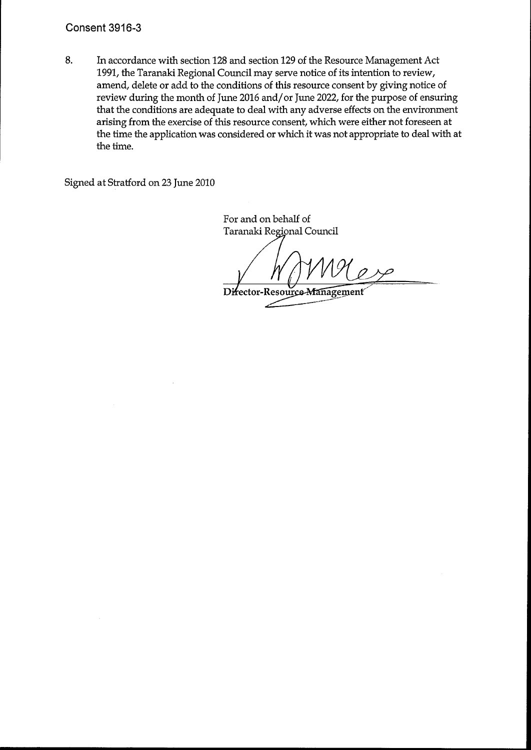Consent 3916-3

8. In accordance with section 128 and section 129 of the Resource Management Act 1991, the Taranaki Regional Council may serve notice of its intention to review, amend, delete or add to the conditions of this resource consent by giving notice of review during the month of June 2016 and/or June 2022, for the purpose of ensuring that the conditions are adequate to deal with any adverse effects on the environment arising from the exercise of this resource consent, which were either not foreseen at the time the application was considered or which it was not appropriate to deal with at the time.

Signed at Stratford on 23 June 2010

For and on behalf of
Taranaki Regional Council

Director-Resource Management